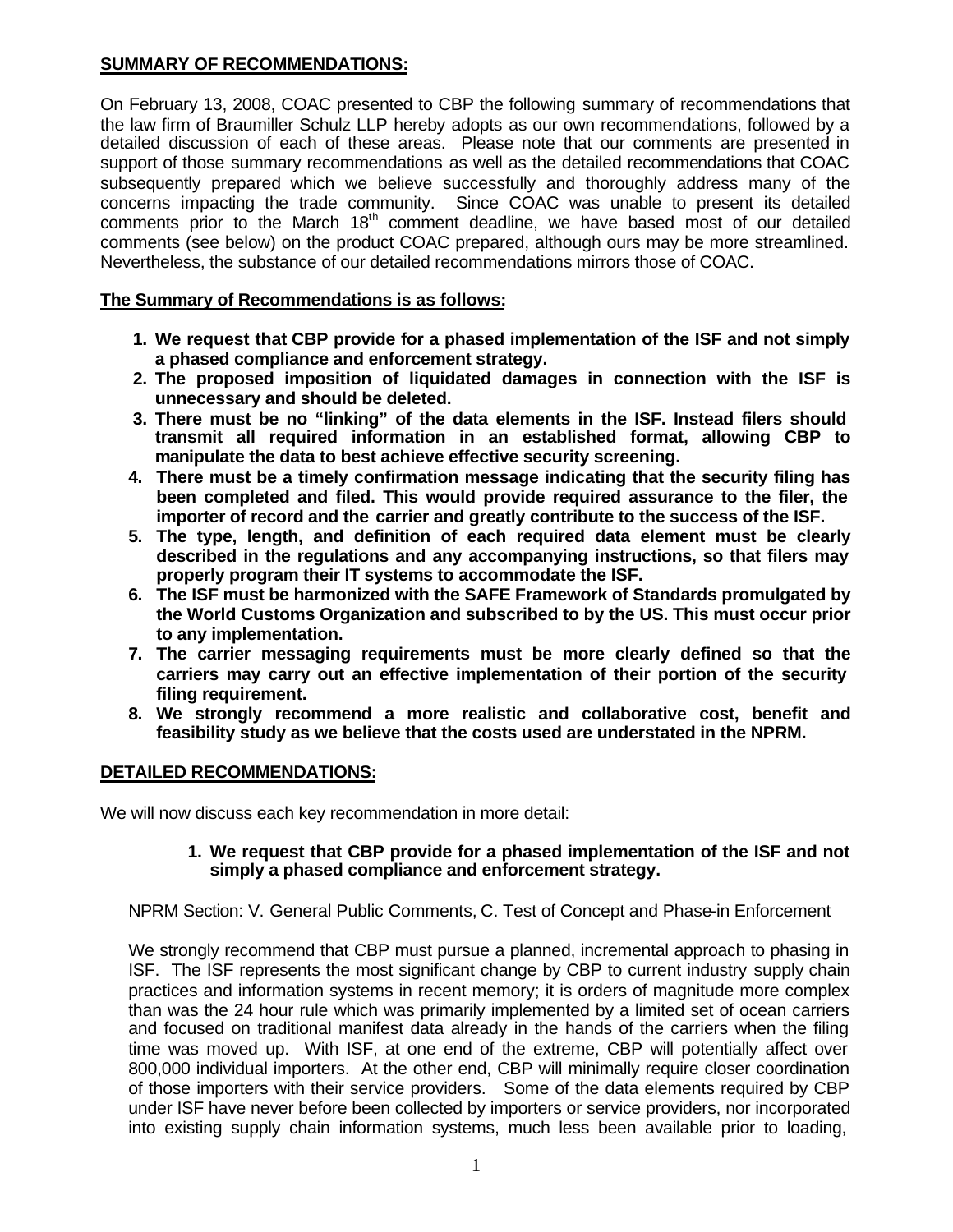**SUMMARY OF RECOMMENDATIONS:**

On February 13, 2008, COAC presented to CBP the following summary of recommendations that the law firm of Braumiller Schulz LLP hereby adopts as our own recommendations, followed by a detailed discussion of each of these areas. Please note that our comments are presented in support of those summary recommendations as well as the detailed recommendations that COAC subsequently prepared which we believe successfully and thoroughly address many of the concerns impacting the trade community. Since COAC was unable to present its detailed comments prior to the March 18th comment deadline, we have based most of our detailed comments (see below) on the product COAC prepared, although ours may be more streamlined. Nevertheless, the substance of our detailed recommendations mirrors those of COAC.

**The Summary of Recommendations is as follows:**

1. **We request that CBP provide for a phased implementation of the ISF and not simply a phased compliance and enforcement strategy.**
2. **The proposed imposition of liquidated damages in connection with the ISF is unnecessary and should be deleted.**
3. **There must be no "linking" of the data elements in the ISF. Instead filers should transmit all required information in an established format, allowing CBP to manipulate the data to best achieve effective security screening.**
4. **There must be a timely confirmation message indicating that the security filing has been completed and filed. This would provide required assurance to the filer, the importer of record and the carrier and greatly contribute to the success of the ISF.**
5. **The type, length, and definition of each required data element must be clearly described in the regulations and any accompanying instructions, so that filers may properly program their IT systems to accommodate the ISF.**
6. **The ISF must be harmonized with the SAFE Framework of Standards promulgated by the World Customs Organization and subscribed to by the US. This must occur prior to any implementation.**
7. **The carrier messaging requirements must be more clearly defined so that the carriers may carry out an effective implementation of their portion of the security filing requirement.**
8. **We strongly recommend a more realistic and collaborative cost, benefit and feasibility study as we believe that the costs used are understated in the NPRM.**

**DETAILED RECOMMENDATIONS:**

We will now discuss each key recommendation in more detail:

1. **We request that CBP provide for a phased implementation of the ISF and not simply a phased compliance and enforcement strategy.**

NPRM Section: V. General Public Comments, C. Test of Concept and Phase-in Enforcement

We strongly recommend that CBP must pursue a planned, incremental approach to phasing in ISF. The ISF represents the most significant change by CBP to current industry supply chain practices and information systems in recent memory; it is orders of magnitude more complex than was the 24 hour rule which was primarily implemented by a limited set of ocean carriers and focused on traditional manifest data already in the hands of the carriers when the filing time was moved up. With ISF, at one end of the extreme, CBP will potentially affect over 800,000 individual importers. At the other end, CBP will minimally require closer coordination of those importers with their service providers. Some of the data elements required by CBP under ISF have never before been collected by importers or service providers, nor incorporated into existing supply chain information systems, much less been available prior to loading,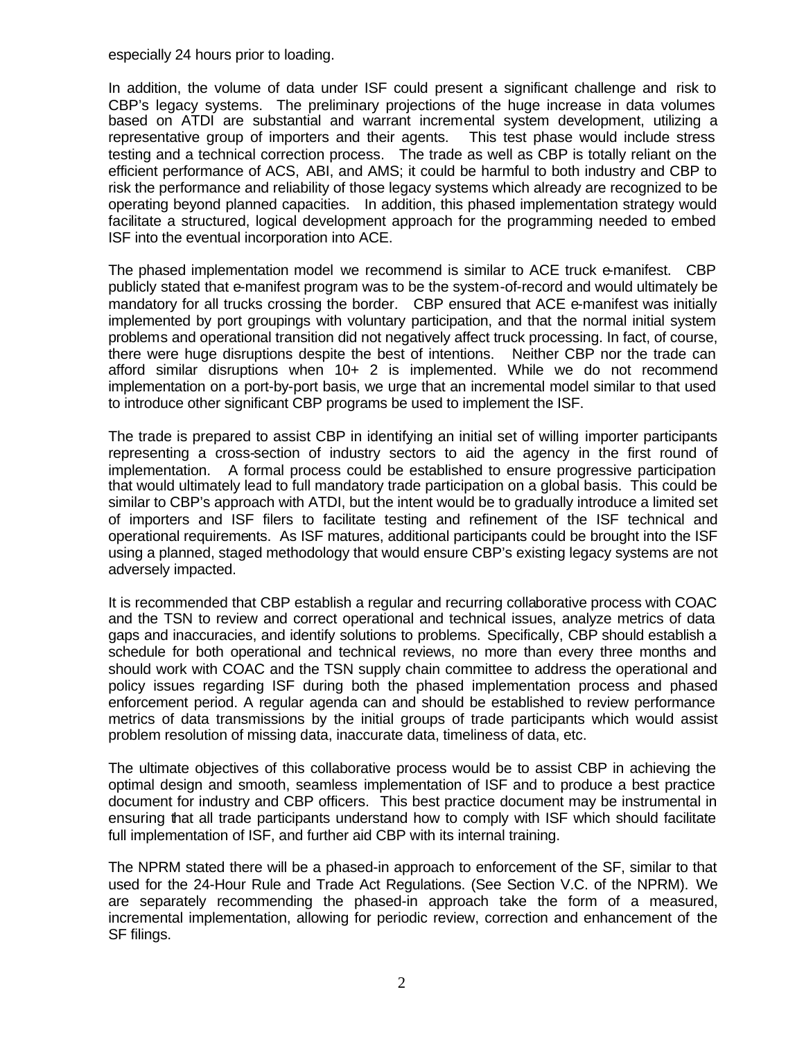especially 24 hours prior to loading.

In addition, the volume of data under ISF could present a significant challenge and risk to CBP's legacy systems. The preliminary projections of the huge increase in data volumes based on ATDI are substantial and warrant incremental system development, utilizing a representative group of importers and their agents. This test phase would include stress testing and a technical correction process. The trade as well as CBP is totally reliant on the efficient performance of ACS, ABI, and AMS; it could be harmful to both industry and CBP to risk the performance and reliability of those legacy systems which already are recognized to be operating beyond planned capacities. In addition, this phased implementation strategy would facilitate a structured, logical development approach for the programming needed to embed ISF into the eventual incorporation into ACE.

The phased implementation model we recommend is similar to ACE truck e-manifest. CBP publicly stated that e-manifest program was to be the system-of-record and would ultimately be mandatory for all trucks crossing the border. CBP ensured that ACE e-manifest was initially implemented by port groupings with voluntary participation, and that the normal initial system problems and operational transition did not negatively affect truck processing. In fact, of course, there were huge disruptions despite the best of intentions. Neither CBP nor the trade can afford similar disruptions when 10+ 2 is implemented. While we do not recommend implementation on a port-by-port basis, we urge that an incremental model similar to that used to introduce other significant CBP programs be used to implement the ISF.

The trade is prepared to assist CBP in identifying an initial set of willing importer participants representing a cross-section of industry sectors to aid the agency in the first round of implementation. A formal process could be established to ensure progressive participation that would ultimately lead to full mandatory trade participation on a global basis. This could be similar to CBP's approach with ATDI, but the intent would be to gradually introduce a limited set of importers and ISF filers to facilitate testing and refinement of the ISF technical and operational requirements. As ISF matures, additional participants could be brought into the ISF using a planned, staged methodology that would ensure CBP's existing legacy systems are not adversely impacted.

It is recommended that CBP establish a regular and recurring collaborative process with COAC and the TSN to review and correct operational and technical issues, analyze metrics of data gaps and inaccuracies, and identify solutions to problems. Specifically, CBP should establish a schedule for both operational and technical reviews, no more than every three months and should work with COAC and the TSN supply chain committee to address the operational and policy issues regarding ISF during both the phased implementation process and phased enforcement period. A regular agenda can and should be established to review performance metrics of data transmissions by the initial groups of trade participants which would assist problem resolution of missing data, inaccurate data, timeliness of data, etc.

The ultimate objectives of this collaborative process would be to assist CBP in achieving the optimal design and smooth, seamless implementation of ISF and to produce a best practice document for industry and CBP officers. This best practice document may be instrumental in ensuring that all trade participants understand how to comply with ISF which should facilitate full implementation of ISF, and further aid CBP with its internal training.

The NPRM stated there will be a phased-in approach to enforcement of the SF, similar to that used for the 24-Hour Rule and Trade Act Regulations. (See Section V.C. of the NPRM). We are separately recommending the phased-in approach take the form of a measured, incremental implementation, allowing for periodic review, correction and enhancement of the SF filings.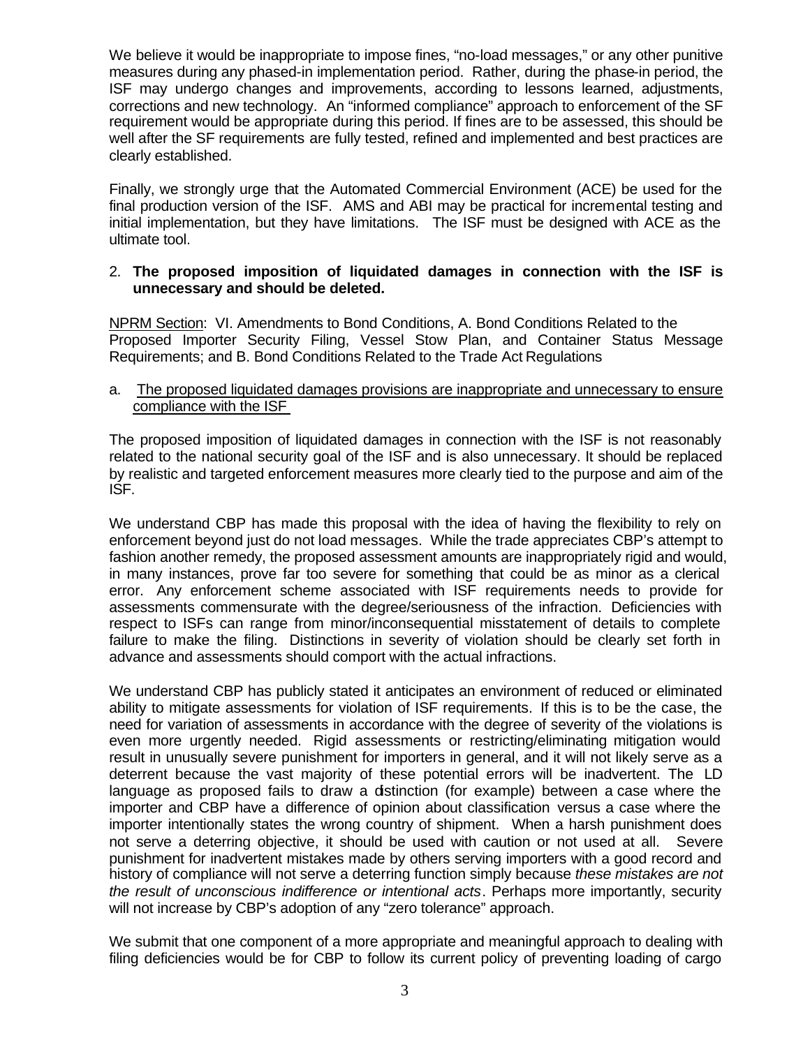We believe it would be inappropriate to impose fines, "no-load messages," or any other punitive measures during any phased-in implementation period. Rather, during the phase-in period, the ISF may undergo changes and improvements, according to lessons learned, adjustments, corrections and new technology. An "informed compliance" approach to enforcement of the SF requirement would be appropriate during this period. If fines are to be assessed, this should be well after the SF requirements are fully tested, refined and implemented and best practices are clearly established.

Finally, we strongly urge that the Automated Commercial Environment (ACE) be used for the final production version of the ISF. AMS and ABI may be practical for incremental testing and initial implementation, but they have limitations. The ISF must be designed with ACE as the ultimate tool.

2. **The proposed imposition of liquidated damages in connection with the ISF is unnecessary and should be deleted.**

<u>NPRM Section</u>: VI. Amendments to Bond Conditions, A. Bond Conditions Related to the Proposed Importer Security Filing, Vessel Stow Plan, and Container Status Message Requirements; and B. Bond Conditions Related to the Trade Act Regulations

a. <u>The proposed liquidated damages provisions are inappropriate and unnecessary to ensure compliance with the ISF</u>

The proposed imposition of liquidated damages in connection with the ISF is not reasonably related to the national security goal of the ISF and is also unnecessary. It should be replaced by realistic and targeted enforcement measures more clearly tied to the purpose and aim of the ISF.

We understand CBP has made this proposal with the idea of having the flexibility to rely on enforcement beyond just do not load messages. While the trade appreciates CBP's attempt to fashion another remedy, the proposed assessment amounts are inappropriately rigid and would, in many instances, prove far too severe for something that could be as minor as a clerical error. Any enforcement scheme associated with ISF requirements needs to provide for assessments commensurate with the degree/seriousness of the infraction. Deficiencies with respect to ISFs can range from minor/inconsequential misstatement of details to complete failure to make the filing. Distinctions in severity of violation should be clearly set forth in advance and assessments should comport with the actual infractions.

We understand CBP has publicly stated it anticipates an environment of reduced or eliminated ability to mitigate assessments for violation of ISF requirements. If this is to be the case, the need for variation of assessments in accordance with the degree of severity of the violations is even more urgently needed. Rigid assessments or restricting/eliminating mitigation would result in unusually severe punishment for importers in general, and it will not likely serve as a deterrent because the vast majority of these potential errors will be inadvertent. The LD language as proposed fails to draw a distinction (for example) between a case where the importer and CBP have a difference of opinion about classification versus a case where the importer intentionally states the wrong country of shipment. When a harsh punishment does not serve a deterring objective, it should be used with caution or not used at all. Severe punishment for inadvertent mistakes made by others serving importers with a good record and history of compliance will not serve a deterring function simply because *these mistakes are not the result of unconscious indifference or intentional acts*. Perhaps more importantly, security will not increase by CBP's adoption of any "zero tolerance" approach.

We submit that one component of a more appropriate and meaningful approach to dealing with filing deficiencies would be for CBP to follow its current policy of preventing loading of cargo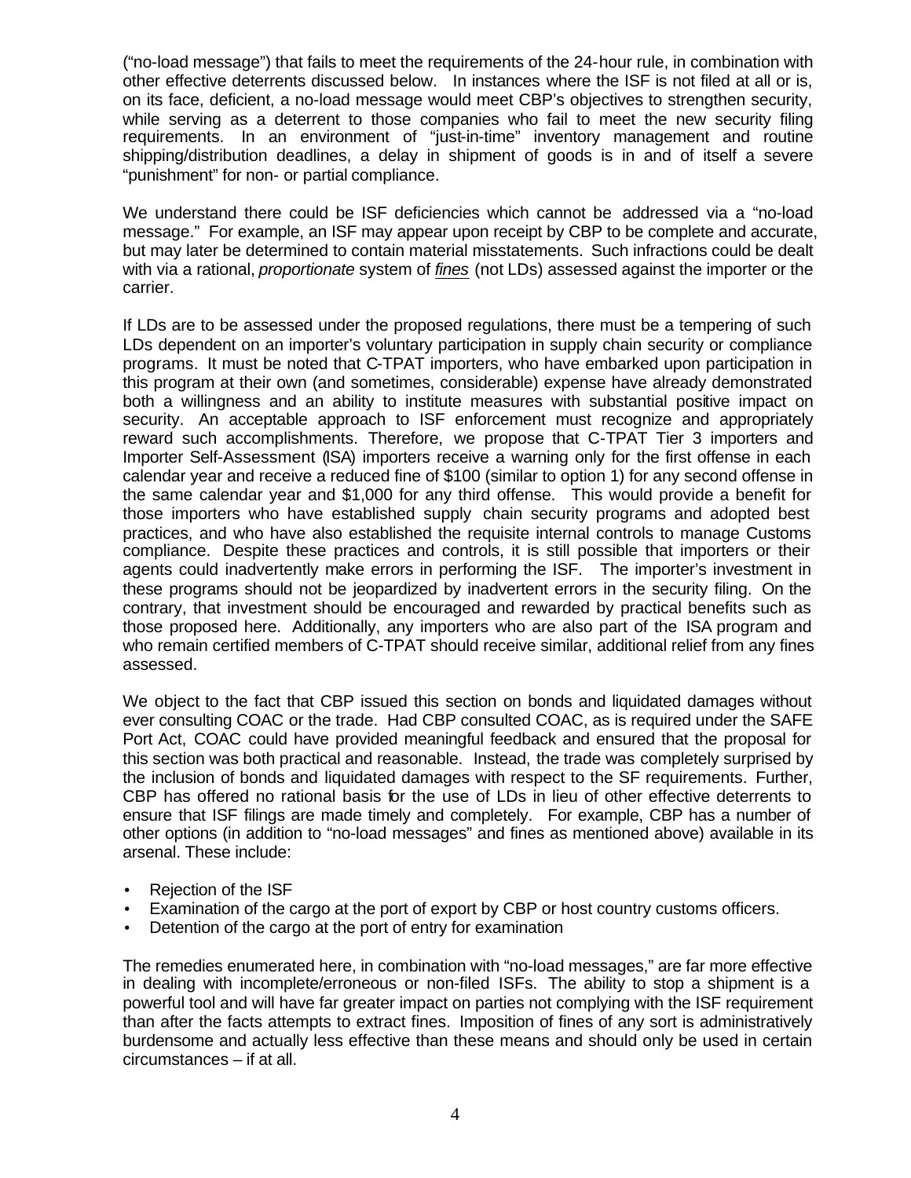("no-load message") that fails to meet the requirements of the 24-hour rule, in combination with other effective deterrents discussed below. In instances where the ISF is not filed at all or is, on its face, deficient, a no-load message would meet CBP's objectives to strengthen security, while serving as a deterrent to those companies who fail to meet the new security filing requirements. In an environment of "just-in-time" inventory management and routine shipping/distribution deadlines, a delay in shipment of goods is in and of itself a severe "punishment" for non- or partial compliance.

We understand there could be ISF deficiencies which cannot be addressed via a "no-load message." For example, an ISF may appear upon receipt by CBP to be complete and accurate, but may later be determined to contain material misstatements. Such infractions could be dealt with via a rational, *proportionate* system of *fines* (not LDs) assessed against the importer or the carrier.

If LDs are to be assessed under the proposed regulations, there must be a tempering of such LDs dependent on an importer's voluntary participation in supply chain security or compliance programs. It must be noted that C-TPAT importers, who have embarked upon participation in this program at their own (and sometimes, considerable) expense have already demonstrated both a willingness and an ability to institute measures with substantial positive impact on security. An acceptable approach to ISF enforcement must recognize and appropriately reward such accomplishments. Therefore, we propose that C-TPAT Tier 3 importers and Importer Self-Assessment (ISA) importers receive a warning only for the first offense in each calendar year and receive a reduced fine of $100 (similar to option 1) for any second offense in the same calendar year and $1,000 for any third offense. This would provide a benefit for those importers who have established supply chain security programs and adopted best practices, and who have also established the requisite internal controls to manage Customs compliance. Despite these practices and controls, it is still possible that importers or their agents could inadvertently make errors in performing the ISF. The importer's investment in these programs should not be jeopardized by inadvertent errors in the security filing. On the contrary, that investment should be encouraged and rewarded by practical benefits such as those proposed here. Additionally, any importers who are also part of the ISA program and who remain certified members of C-TPAT should receive similar, additional relief from any fines assessed.

We object to the fact that CBP issued this section on bonds and liquidated damages without ever consulting COAC or the trade. Had CBP consulted COAC, as is required under the SAFE Port Act, COAC could have provided meaningful feedback and ensured that the proposal for this section was both practical and reasonable. Instead, the trade was completely surprised by the inclusion of bonds and liquidated damages with respect to the SF requirements. Further, CBP has offered no rational basis for the use of LDs in lieu of other effective deterrents to ensure that ISF filings are made timely and completely. For example, CBP has a number of other options (in addition to "no-load messages" and fines as mentioned above) available in its arsenal. These include:

- Rejection of the ISF
- Examination of the cargo at the port of export by CBP or host country customs officers.
- Detention of the cargo at the port of entry for examination

The remedies enumerated here, in combination with "no-load messages," are far more effective in dealing with incomplete/erroneous or non-filed ISFs. The ability to stop a shipment is a powerful tool and will have far greater impact on parties not complying with the ISF requirement than after the facts attempts to extract fines. Imposition of fines of any sort is administratively burdensome and actually less effective than these means and should only be used in certain circumstances – if at all.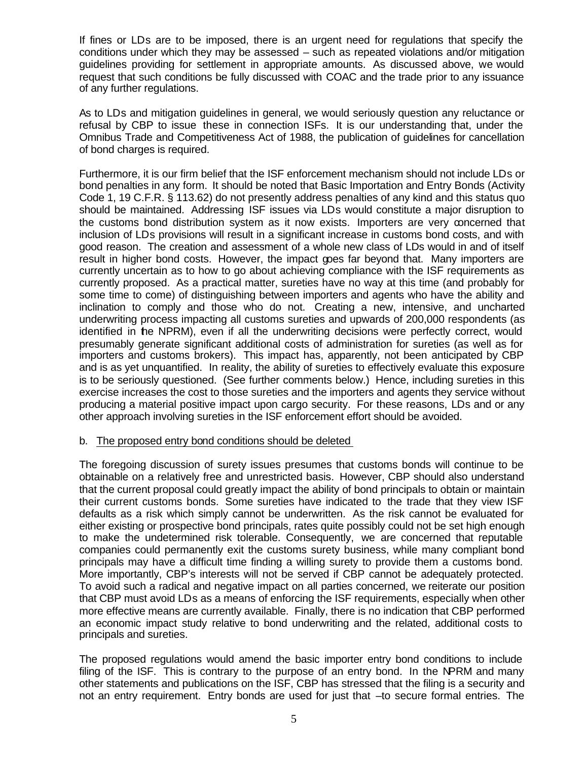If fines or LDs are to be imposed, there is an urgent need for regulations that specify the conditions under which they may be assessed – such as repeated violations and/or mitigation guidelines providing for settlement in appropriate amounts. As discussed above, we would request that such conditions be fully discussed with COAC and the trade prior to any issuance of any further regulations.

As to LDs and mitigation guidelines in general, we would seriously question any reluctance or refusal by CBP to issue these in connection ISFs. It is our understanding that, under the Omnibus Trade and Competitiveness Act of 1988, the publication of guidelines for cancellation of bond charges is required.

Furthermore, it is our firm belief that the ISF enforcement mechanism should not include LDs or bond penalties in any form. It should be noted that Basic Importation and Entry Bonds (Activity Code 1, 19 C.F.R. § 113.62) do not presently address penalties of any kind and this status quo should be maintained. Addressing ISF issues via LDs would constitute a major disruption to the customs bond distribution system as it now exists. Importers are very concerned that inclusion of LDs provisions will result in a significant increase in customs bond costs, and with good reason. The creation and assessment of a whole new class of LDs would in and of itself result in higher bond costs. However, the impact goes far beyond that. Many importers are currently uncertain as to how to go about achieving compliance with the ISF requirements as currently proposed. As a practical matter, sureties have no way at this time (and probably for some time to come) of distinguishing between importers and agents who have the ability and inclination to comply and those who do not. Creating a new, intensive, and uncharted underwriting process impacting all customs sureties and upwards of 200,000 respondents (as identified in the NPRM), even if all the underwriting decisions were perfectly correct, would presumably generate significant additional costs of administration for sureties (as well as for importers and customs brokers). This impact has, apparently, not been anticipated by CBP and is as yet unquantified. In reality, the ability of sureties to effectively evaluate this exposure is to be seriously questioned. (See further comments below.) Hence, including sureties in this exercise increases the cost to those sureties and the importers and agents they service without producing a material positive impact upon cargo security. For these reasons, LDs and or any other approach involving sureties in the ISF enforcement effort should be avoided.

b. <u>The proposed entry bond conditions should be deleted</u>

The foregoing discussion of surety issues presumes that customs bonds will continue to be obtainable on a relatively free and unrestricted basis. However, CBP should also understand that the current proposal could greatly impact the ability of bond principals to obtain or maintain their current customs bonds. Some sureties have indicated to the trade that they view ISF defaults as a risk which simply cannot be underwritten. As the risk cannot be evaluated for either existing or prospective bond principals, rates quite possibly could not be set high enough to make the undetermined risk tolerable. Consequently, we are concerned that reputable companies could permanently exit the customs surety business, while many compliant bond principals may have a difficult time finding a willing surety to provide them a customs bond. More importantly, CBP's interests will not be served if CBP cannot be adequately protected. To avoid such a radical and negative impact on all parties concerned, we reiterate our position that CBP must avoid LDs as a means of enforcing the ISF requirements, especially when other more effective means are currently available. Finally, there is no indication that CBP performed an economic impact study relative to bond underwriting and the related, additional costs to principals and sureties.

The proposed regulations would amend the basic importer entry bond conditions to include filing of the ISF. This is contrary to the purpose of an entry bond. In the NPRM and many other statements and publications on the ISF, CBP has stressed that the filing is a security and not an entry requirement. Entry bonds are used for just that –to secure formal entries. The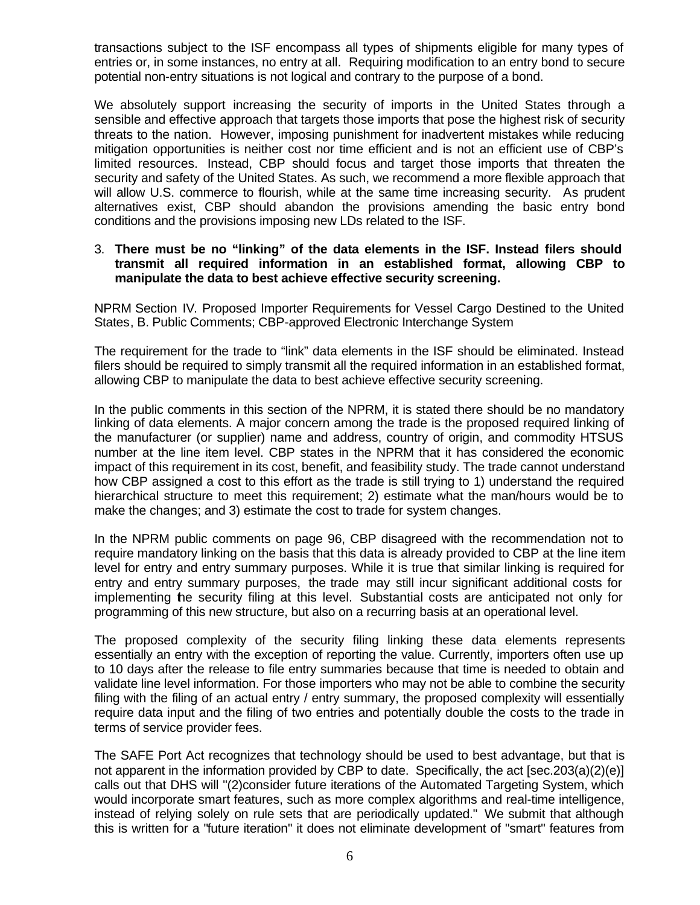transactions subject to the ISF encompass all types of shipments eligible for many types of entries or, in some instances, no entry at all. Requiring modification to an entry bond to secure potential non-entry situations is not logical and contrary to the purpose of a bond.

We absolutely support increasing the security of imports in the United States through a sensible and effective approach that targets those imports that pose the highest risk of security threats to the nation. However, imposing punishment for inadvertent mistakes while reducing mitigation opportunities is neither cost nor time efficient and is not an efficient use of CBP's limited resources. Instead, CBP should focus and target those imports that threaten the security and safety of the United States. As such, we recommend a more flexible approach that will allow U.S. commerce to flourish, while at the same time increasing security. As prudent alternatives exist, CBP should abandon the provisions amending the basic entry bond conditions and the provisions imposing new LDs related to the ISF.

3. **There must be no "linking" of the data elements in the ISF. Instead filers should transmit all required information in an established format, allowing CBP to manipulate the data to best achieve effective security screening.**

NPRM Section IV. Proposed Importer Requirements for Vessel Cargo Destined to the United States, B. Public Comments; CBP-approved Electronic Interchange System

The requirement for the trade to "link" data elements in the ISF should be eliminated. Instead filers should be required to simply transmit all the required information in an established format, allowing CBP to manipulate the data to best achieve effective security screening.

In the public comments in this section of the NPRM, it is stated there should be no mandatory linking of data elements. A major concern among the trade is the proposed required linking of the manufacturer (or supplier) name and address, country of origin, and commodity HTSUS number at the line item level. CBP states in the NPRM that it has considered the economic impact of this requirement in its cost, benefit, and feasibility study. The trade cannot understand how CBP assigned a cost to this effort as the trade is still trying to 1) understand the required hierarchical structure to meet this requirement; 2) estimate what the man/hours would be to make the changes; and 3) estimate the cost to trade for system changes.

In the NPRM public comments on page 96, CBP disagreed with the recommendation not to require mandatory linking on the basis that this data is already provided to CBP at the line item level for entry and entry summary purposes. While it is true that similar linking is required for entry and entry summary purposes, the trade may still incur significant additional costs for implementing the security filing at this level. Substantial costs are anticipated not only for programming of this new structure, but also on a recurring basis at an operational level.

The proposed complexity of the security filing linking these data elements represents essentially an entry with the exception of reporting the value. Currently, importers often use up to 10 days after the release to file entry summaries because that time is needed to obtain and validate line level information. For those importers who may not be able to combine the security filing with the filing of an actual entry / entry summary, the proposed complexity will essentially require data input and the filing of two entries and potentially double the costs to the trade in terms of service provider fees.

The SAFE Port Act recognizes that technology should be used to best advantage, but that is not apparent in the information provided by CBP to date. Specifically, the act [sec.203(a)(2)(e)] calls out that DHS will "(2)consider future iterations of the Automated Targeting System, which would incorporate smart features, such as more complex algorithms and real-time intelligence, instead of relying solely on rule sets that are periodically updated." We submit that although this is written for a "future iteration" it does not eliminate development of "smart" features from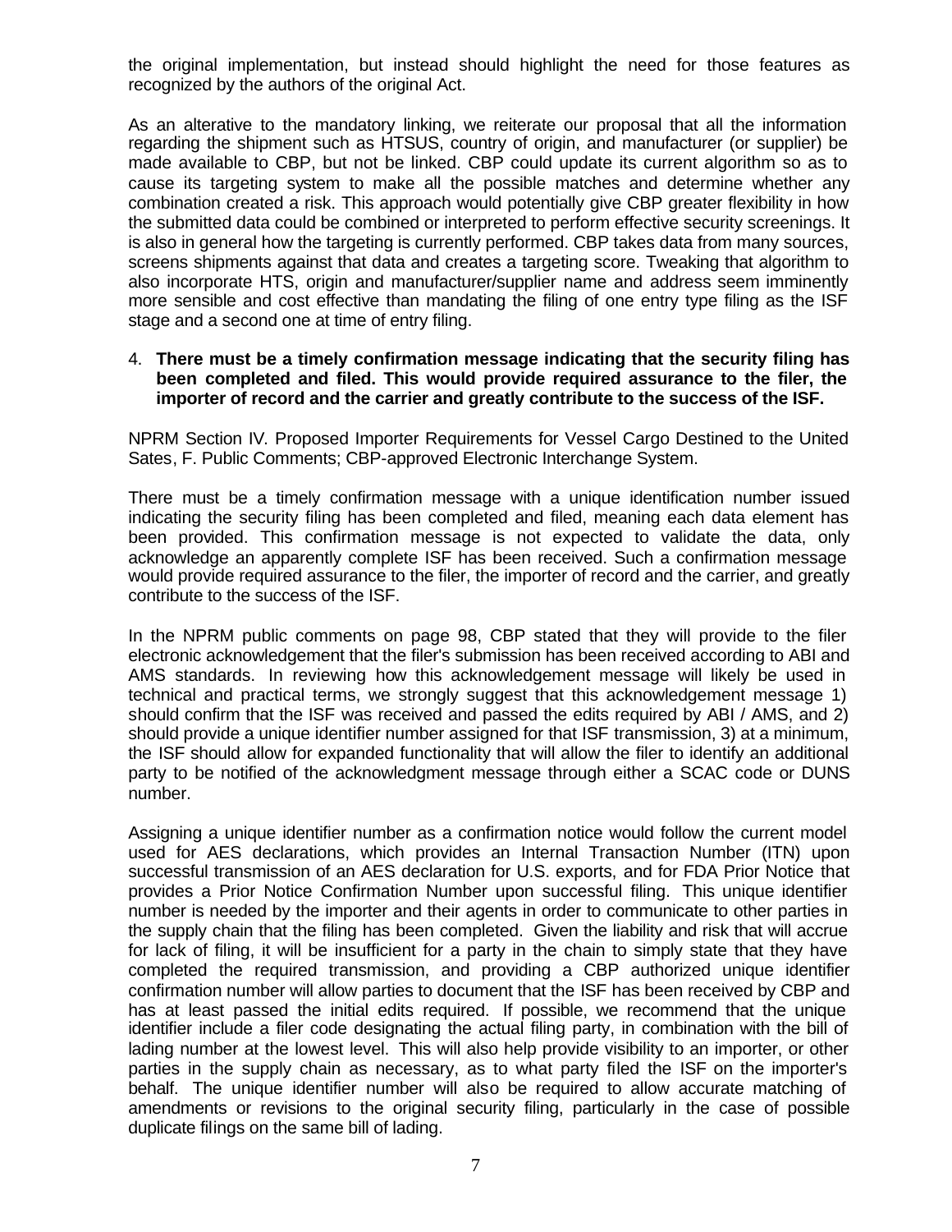the original implementation, but instead should highlight the need for those features as recognized by the authors of the original Act.

As an alterative to the mandatory linking, we reiterate our proposal that all the information regarding the shipment such as HTSUS, country of origin, and manufacturer (or supplier) be made available to CBP, but not be linked. CBP could update its current algorithm so as to cause its targeting system to make all the possible matches and determine whether any combination created a risk. This approach would potentially give CBP greater flexibility in how the submitted data could be combined or interpreted to perform effective security screenings. It is also in general how the targeting is currently performed. CBP takes data from many sources, screens shipments against that data and creates a targeting score. Tweaking that algorithm to also incorporate HTS, origin and manufacturer/supplier name and address seem imminently more sensible and cost effective than mandating the filing of one entry type filing as the ISF stage and a second one at time of entry filing.

4. **There must be a timely confirmation message indicating that the security filing has been completed and filed. This would provide required assurance to the filer, the importer of record and the carrier and greatly contribute to the success of the ISF.**

NPRM Section IV. Proposed Importer Requirements for Vessel Cargo Destined to the United Sates, F. Public Comments; CBP-approved Electronic Interchange System.

There must be a timely confirmation message with a unique identification number issued indicating the security filing has been completed and filed, meaning each data element has been provided. This confirmation message is not expected to validate the data, only acknowledge an apparently complete ISF has been received. Such a confirmation message would provide required assurance to the filer, the importer of record and the carrier, and greatly contribute to the success of the ISF.

In the NPRM public comments on page 98, CBP stated that they will provide to the filer electronic acknowledgement that the filer's submission has been received according to ABI and AMS standards. In reviewing how this acknowledgement message will likely be used in technical and practical terms, we strongly suggest that this acknowledgement message 1) should confirm that the ISF was received and passed the edits required by ABI / AMS, and 2) should provide a unique identifier number assigned for that ISF transmission, 3) at a minimum, the ISF should allow for expanded functionality that will allow the filer to identify an additional party to be notified of the acknowledgment message through either a SCAC code or DUNS number.

Assigning a unique identifier number as a confirmation notice would follow the current model used for AES declarations, which provides an Internal Transaction Number (ITN) upon successful transmission of an AES declaration for U.S. exports, and for FDA Prior Notice that provides a Prior Notice Confirmation Number upon successful filing. This unique identifier number is needed by the importer and their agents in order to communicate to other parties in the supply chain that the filing has been completed. Given the liability and risk that will accrue for lack of filing, it will be insufficient for a party in the chain to simply state that they have completed the required transmission, and providing a CBP authorized unique identifier confirmation number will allow parties to document that the ISF has been received by CBP and has at least passed the initial edits required. If possible, we recommend that the unique identifier include a filer code designating the actual filing party, in combination with the bill of lading number at the lowest level. This will also help provide visibility to an importer, or other parties in the supply chain as necessary, as to what party filed the ISF on the importer's behalf. The unique identifier number will also be required to allow accurate matching of amendments or revisions to the original security filing, particularly in the case of possible duplicate filings on the same bill of lading.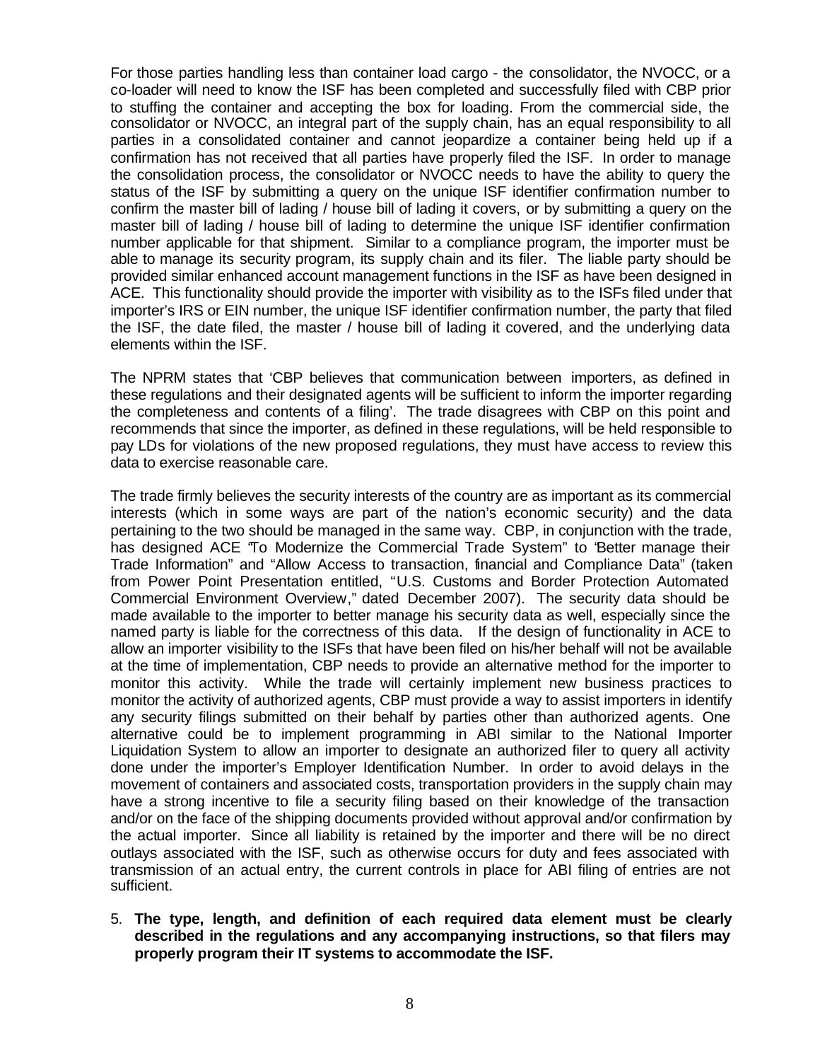For those parties handling less than container load cargo - the consolidator, the NVOCC, or a co-loader will need to know the ISF has been completed and successfully filed with CBP prior to stuffing the container and accepting the box for loading. From the commercial side, the consolidator or NVOCC, an integral part of the supply chain, has an equal responsibility to all parties in a consolidated container and cannot jeopardize a container being held up if a confirmation has not received that all parties have properly filed the ISF. In order to manage the consolidation process, the consolidator or NVOCC needs to have the ability to query the status of the ISF by submitting a query on the unique ISF identifier confirmation number to confirm the master bill of lading / house bill of lading it covers, or by submitting a query on the master bill of lading / house bill of lading to determine the unique ISF identifier confirmation number applicable for that shipment. Similar to a compliance program, the importer must be able to manage its security program, its supply chain and its filer. The liable party should be provided similar enhanced account management functions in the ISF as have been designed in ACE. This functionality should provide the importer with visibility as to the ISFs filed under that importer's IRS or EIN number, the unique ISF identifier confirmation number, the party that filed the ISF, the date filed, the master / house bill of lading it covered, and the underlying data elements within the ISF.

The NPRM states that 'CBP believes that communication between importers, as defined in these regulations and their designated agents will be sufficient to inform the importer regarding the completeness and contents of a filing'. The trade disagrees with CBP on this point and recommends that since the importer, as defined in these regulations, will be held responsible to pay LDs for violations of the new proposed regulations, they must have access to review this data to exercise reasonable care.

The trade firmly believes the security interests of the country are as important as its commercial interests (which in some ways are part of the nation's economic security) and the data pertaining to the two should be managed in the same way. CBP, in conjunction with the trade, has designed ACE "To Modernize the Commercial Trade System" to "Better manage their Trade Information" and "Allow Access to transaction, financial and Compliance Data" (taken from Power Point Presentation entitled, "U.S. Customs and Border Protection Automated Commercial Environment Overview," dated December 2007). The security data should be made available to the importer to better manage his security data as well, especially since the named party is liable for the correctness of this data. If the design of functionality in ACE to allow an importer visibility to the ISFs that have been filed on his/her behalf will not be available at the time of implementation, CBP needs to provide an alternative method for the importer to monitor this activity. While the trade will certainly implement new business practices to monitor the activity of authorized agents, CBP must provide a way to assist importers in identify any security filings submitted on their behalf by parties other than authorized agents. One alternative could be to implement programming in ABI similar to the National Importer Liquidation System to allow an importer to designate an authorized filer to query all activity done under the importer's Employer Identification Number. In order to avoid delays in the movement of containers and associated costs, transportation providers in the supply chain may have a strong incentive to file a security filing based on their knowledge of the transaction and/or on the face of the shipping documents provided without approval and/or confirmation by the actual importer. Since all liability is retained by the importer and there will be no direct outlays associated with the ISF, such as otherwise occurs for duty and fees associated with transmission of an actual entry, the current controls in place for ABI filing of entries are not sufficient.

5. **The type, length, and definition of each required data element must be clearly described in the regulations and any accompanying instructions, so that filers may properly program their IT systems to accommodate the ISF.**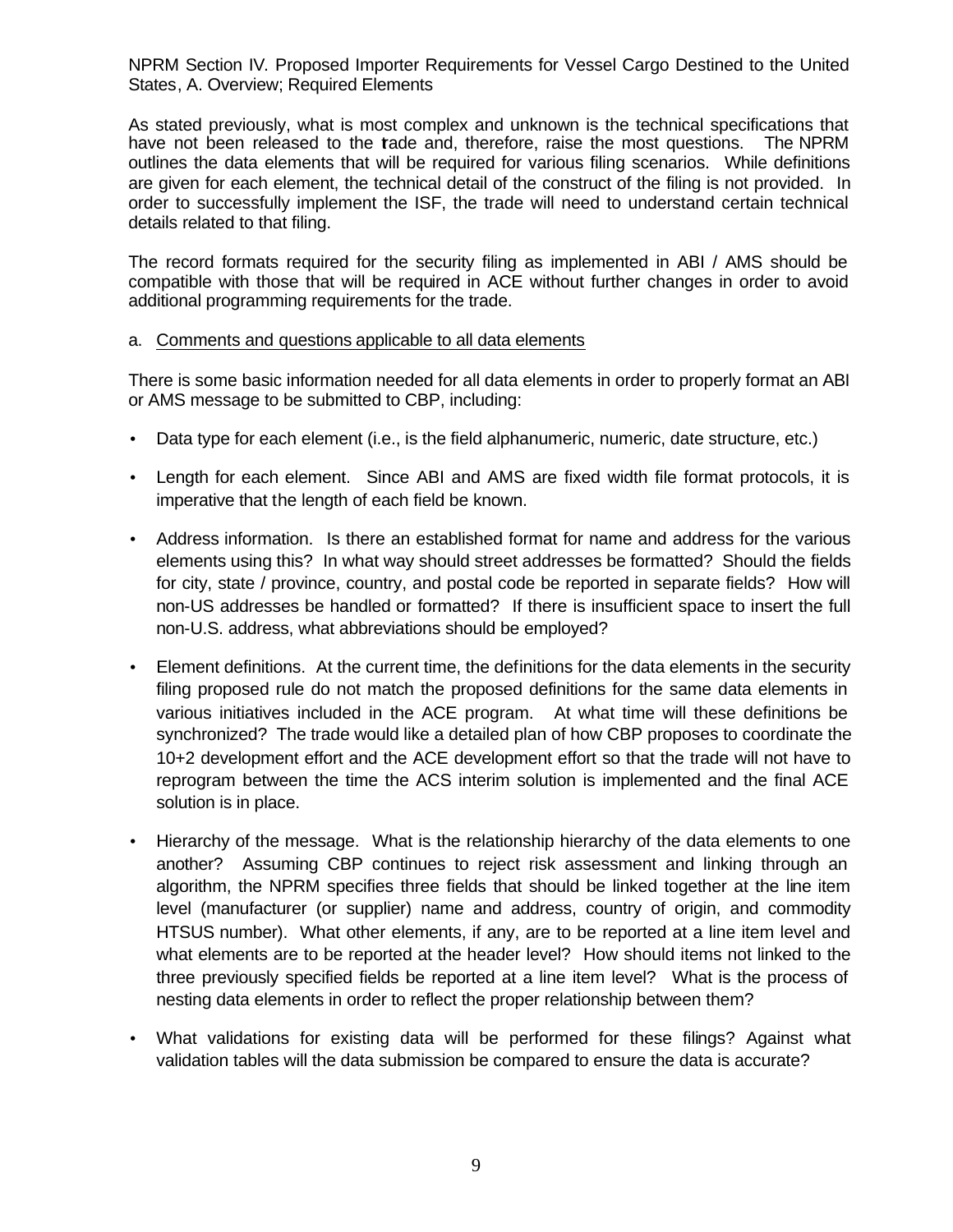NPRM Section IV. Proposed Importer Requirements for Vessel Cargo Destined to the United States, A. Overview; Required Elements

As stated previously, what is most complex and unknown is the technical specifications that have not been released to the trade and, therefore, raise the most questions. The NPRM outlines the data elements that will be required for various filing scenarios. While definitions are given for each element, the technical detail of the construct of the filing is not provided. In order to successfully implement the ISF, the trade will need to understand certain technical details related to that filing.

The record formats required for the security filing as implemented in ABI / AMS should be compatible with those that will be required in ACE without further changes in order to avoid additional programming requirements for the trade.

a. Comments and questions applicable to all data elements

There is some basic information needed for all data elements in order to properly format an ABI or AMS message to be submitted to CBP, including:

- Data type for each element (i.e., is the field alphanumeric, numeric, date structure, etc.)
- Length for each element. Since ABI and AMS are fixed width file format protocols, it is imperative that the length of each field be known.
- Address information. Is there an established format for name and address for the various elements using this? In what way should street addresses be formatted? Should the fields for city, state / province, country, and postal code be reported in separate fields? How will non-US addresses be handled or formatted? If there is insufficient space to insert the full non-U.S. address, what abbreviations should be employed?
- Element definitions. At the current time, the definitions for the data elements in the security filing proposed rule do not match the proposed definitions for the same data elements in various initiatives included in the ACE program. At what time will these definitions be synchronized? The trade would like a detailed plan of how CBP proposes to coordinate the 10+2 development effort and the ACE development effort so that the trade will not have to reprogram between the time the ACS interim solution is implemented and the final ACE solution is in place.
- Hierarchy of the message. What is the relationship hierarchy of the data elements to one another? Assuming CBP continues to reject risk assessment and linking through an algorithm, the NPRM specifies three fields that should be linked together at the line item level (manufacturer (or supplier) name and address, country of origin, and commodity HTSUS number). What other elements, if any, are to be reported at a line item level and what elements are to be reported at the header level? How should items not linked to the three previously specified fields be reported at a line item level? What is the process of nesting data elements in order to reflect the proper relationship between them?
- What validations for existing data will be performed for these filings? Against what validation tables will the data submission be compared to ensure the data is accurate?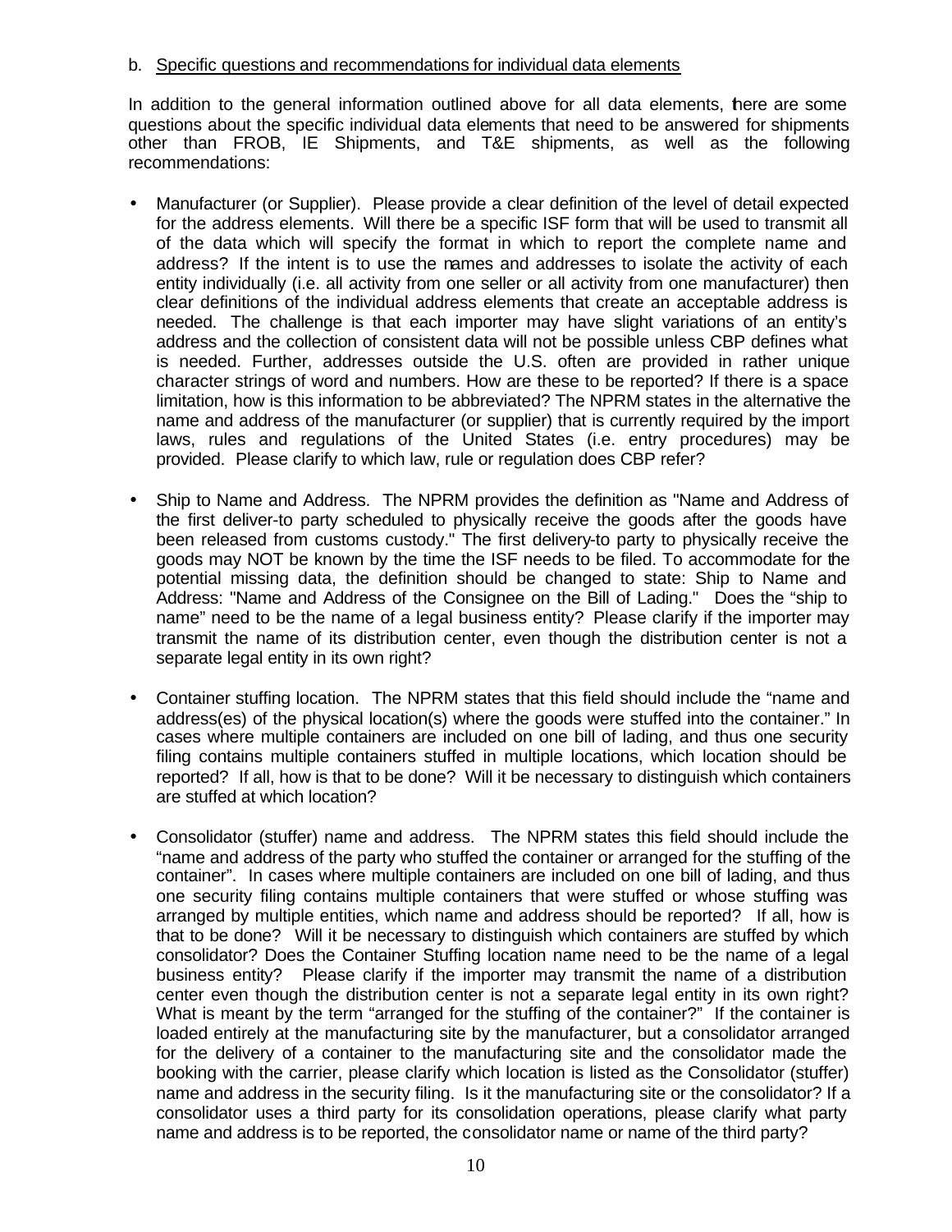b. Specific questions and recommendations for individual data elements

In addition to the general information outlined above for all data elements, there are some questions about the specific individual data elements that need to be answered for shipments other than FROB, IE Shipments, and T&E shipments, as well as the following recommendations:

- Manufacturer (or Supplier). Please provide a clear definition of the level of detail expected for the address elements. Will there be a specific ISF form that will be used to transmit all of the data which will specify the format in which to report the complete name and address? If the intent is to use the names and addresses to isolate the activity of each entity individually (i.e. all activity from one seller or all activity from one manufacturer) then clear definitions of the individual address elements that create an acceptable address is needed. The challenge is that each importer may have slight variations of an entity's address and the collection of consistent data will not be possible unless CBP defines what is needed. Further, addresses outside the U.S. often are provided in rather unique character strings of word and numbers. How are these to be reported? If there is a space limitation, how is this information to be abbreviated? The NPRM states in the alternative the name and address of the manufacturer (or supplier) that is currently required by the import laws, rules and regulations of the United States (i.e. entry procedures) may be provided. Please clarify to which law, rule or regulation does CBP refer?

- Ship to Name and Address. The NPRM provides the definition as "Name and Address of the first deliver-to party scheduled to physically receive the goods after the goods have been released from customs custody." The first delivery-to party to physically receive the goods may NOT be known by the time the ISF needs to be filed. To accommodate for the potential missing data, the definition should be changed to state: Ship to Name and Address: "Name and Address of the Consignee on the Bill of Lading." Does the "ship to name" need to be the name of a legal business entity? Please clarify if the importer may transmit the name of its distribution center, even though the distribution center is not a separate legal entity in its own right?

- Container stuffing location. The NPRM states that this field should include the "name and address(es) of the physical location(s) where the goods were stuffed into the container." In cases where multiple containers are included on one bill of lading, and thus one security filing contains multiple containers stuffed in multiple locations, which location should be reported? If all, how is that to be done? Will it be necessary to distinguish which containers are stuffed at which location?

- Consolidator (stuffer) name and address. The NPRM states this field should include the "name and address of the party who stuffed the container or arranged for the stuffing of the container". In cases where multiple containers are included on one bill of lading, and thus one security filing contains multiple containers that were stuffed or whose stuffing was arranged by multiple entities, which name and address should be reported? If all, how is that to be done? Will it be necessary to distinguish which containers are stuffed by which consolidator? Does the Container Stuffing location name need to be the name of a legal business entity? Please clarify if the importer may transmit the name of a distribution center even though the distribution center is not a separate legal entity in its own right? What is meant by the term "arranged for the stuffing of the container?" If the container is loaded entirely at the manufacturing site by the manufacturer, but a consolidator arranged for the delivery of a container to the manufacturing site and the consolidator made the booking with the carrier, please clarify which location is listed as the Consolidator (stuffer) name and address in the security filing. Is it the manufacturing site or the consolidator? If a consolidator uses a third party for its consolidation operations, please clarify what party name and address is to be reported, the consolidator name or name of the third party?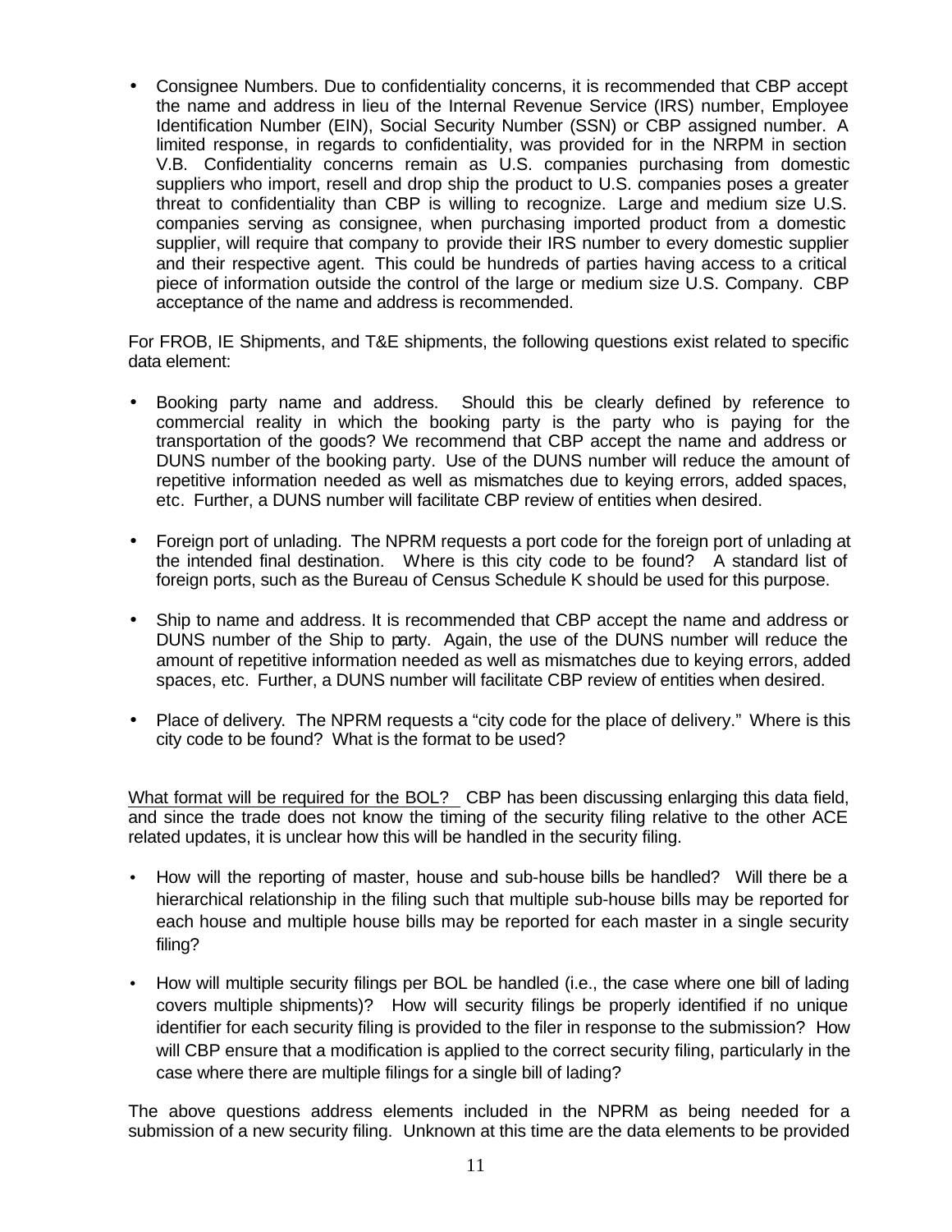- Consignee Numbers. Due to confidentiality concerns, it is recommended that CBP accept the name and address in lieu of the Internal Revenue Service (IRS) number, Employee Identification Number (EIN), Social Security Number (SSN) or CBP assigned number. A limited response, in regards to confidentiality, was provided for in the NRPM in section V.B. Confidentiality concerns remain as U.S. companies purchasing from domestic suppliers who import, resell and drop ship the product to U.S. companies poses a greater threat to confidentiality than CBP is willing to recognize. Large and medium size U.S. companies serving as consignee, when purchasing imported product from a domestic supplier, will require that company to provide their IRS number to every domestic supplier and their respective agent. This could be hundreds of parties having access to a critical piece of information outside the control of the large or medium size U.S. Company. CBP acceptance of the name and address is recommended.

For FROB, IE Shipments, and T&E shipments, the following questions exist related to specific data element:

- Booking party name and address. Should this be clearly defined by reference to commercial reality in which the booking party is the party who is paying for the transportation of the goods? We recommend that CBP accept the name and address or DUNS number of the booking party. Use of the DUNS number will reduce the amount of repetitive information needed as well as mismatches due to keying errors, added spaces, etc. Further, a DUNS number will facilitate CBP review of entities when desired.

- Foreign port of unlading. The NPRM requests a port code for the foreign port of unlading at the intended final destination. Where is this city code to be found? A standard list of foreign ports, such as the Bureau of Census Schedule K should be used for this purpose.

- Ship to name and address. It is recommended that CBP accept the name and address or DUNS number of the Ship to party. Again, the use of the DUNS number will reduce the amount of repetitive information needed as well as mismatches due to keying errors, added spaces, etc. Further, a DUNS number will facilitate CBP review of entities when desired.

- Place of delivery. The NPRM requests a "city code for the place of delivery." Where is this city code to be found? What is the format to be used?

<u>What format will be required for the BOL?</u> CBP has been discussing enlarging this data field, and since the trade does not know the timing of the security filing relative to the other ACE related updates, it is unclear how this will be handled in the security filing.

- How will the reporting of master, house and sub-house bills be handled? Will there be a hierarchical relationship in the filing such that multiple sub-house bills may be reported for each house and multiple house bills may be reported for each master in a single security filing?

- How will multiple security filings per BOL be handled (i.e., the case where one bill of lading covers multiple shipments)? How will security filings be properly identified if no unique identifier for each security filing is provided to the filer in response to the submission? How will CBP ensure that a modification is applied to the correct security filing, particularly in the case where there are multiple filings for a single bill of lading?

The above questions address elements included in the NPRM as being needed for a submission of a new security filing. Unknown at this time are the data elements to be provided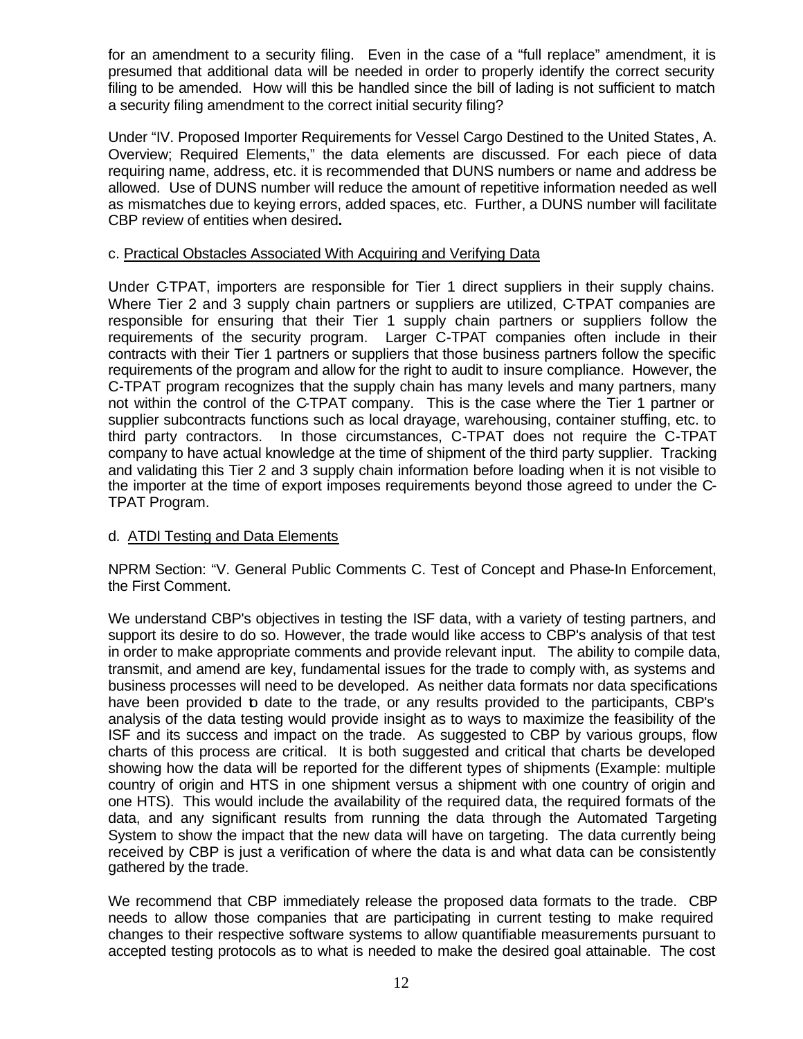for an amendment to a security filing. Even in the case of a "full replace" amendment, it is presumed that additional data will be needed in order to properly identify the correct security filing to be amended. How will this be handled since the bill of lading is not sufficient to match a security filing amendment to the correct initial security filing?

Under "IV. Proposed Importer Requirements for Vessel Cargo Destined to the United States, A. Overview; Required Elements," the data elements are discussed. For each piece of data requiring name, address, etc. it is recommended that DUNS numbers or name and address be allowed. Use of DUNS number will reduce the amount of repetitive information needed as well as mismatches due to keying errors, added spaces, etc. Further, a DUNS number will facilitate CBP review of entities when desired**.**

c. Practical Obstacles Associated With Acquiring and Verifying Data

Under C-TPAT, importers are responsible for Tier 1 direct suppliers in their supply chains. Where Tier 2 and 3 supply chain partners or suppliers are utilized, C-TPAT companies are responsible for ensuring that their Tier 1 supply chain partners or suppliers follow the requirements of the security program. Larger C-TPAT companies often include in their contracts with their Tier 1 partners or suppliers that those business partners follow the specific requirements of the program and allow for the right to audit to insure compliance. However, the C-TPAT program recognizes that the supply chain has many levels and many partners, many not within the control of the C-TPAT company. This is the case where the Tier 1 partner or supplier subcontracts functions such as local drayage, warehousing, container stuffing, etc. to third party contractors. In those circumstances, C-TPAT does not require the C-TPAT company to have actual knowledge at the time of shipment of the third party supplier. Tracking and validating this Tier 2 and 3 supply chain information before loading when it is not visible to the importer at the time of export imposes requirements beyond those agreed to under the C-TPAT Program.

d. ATDI Testing and Data Elements

NPRM Section: "V. General Public Comments C. Test of Concept and Phase-In Enforcement, the First Comment.

We understand CBP's objectives in testing the ISF data, with a variety of testing partners, and support its desire to do so. However, the trade would like access to CBP's analysis of that test in order to make appropriate comments and provide relevant input. The ability to compile data, transmit, and amend are key, fundamental issues for the trade to comply with, as systems and business processes will need to be developed. As neither data formats nor data specifications have been provided to date to the trade, or any results provided to the participants, CBP's analysis of the data testing would provide insight as to ways to maximize the feasibility of the ISF and its success and impact on the trade. As suggested to CBP by various groups, flow charts of this process are critical. It is both suggested and critical that charts be developed showing how the data will be reported for the different types of shipments (Example: multiple country of origin and HTS in one shipment versus a shipment with one country of origin and one HTS). This would include the availability of the required data, the required formats of the data, and any significant results from running the data through the Automated Targeting System to show the impact that the new data will have on targeting. The data currently being received by CBP is just a verification of where the data is and what data can be consistently gathered by the trade.

We recommend that CBP immediately release the proposed data formats to the trade. CBP needs to allow those companies that are participating in current testing to make required changes to their respective software systems to allow quantifiable measurements pursuant to accepted testing protocols as to what is needed to make the desired goal attainable. The cost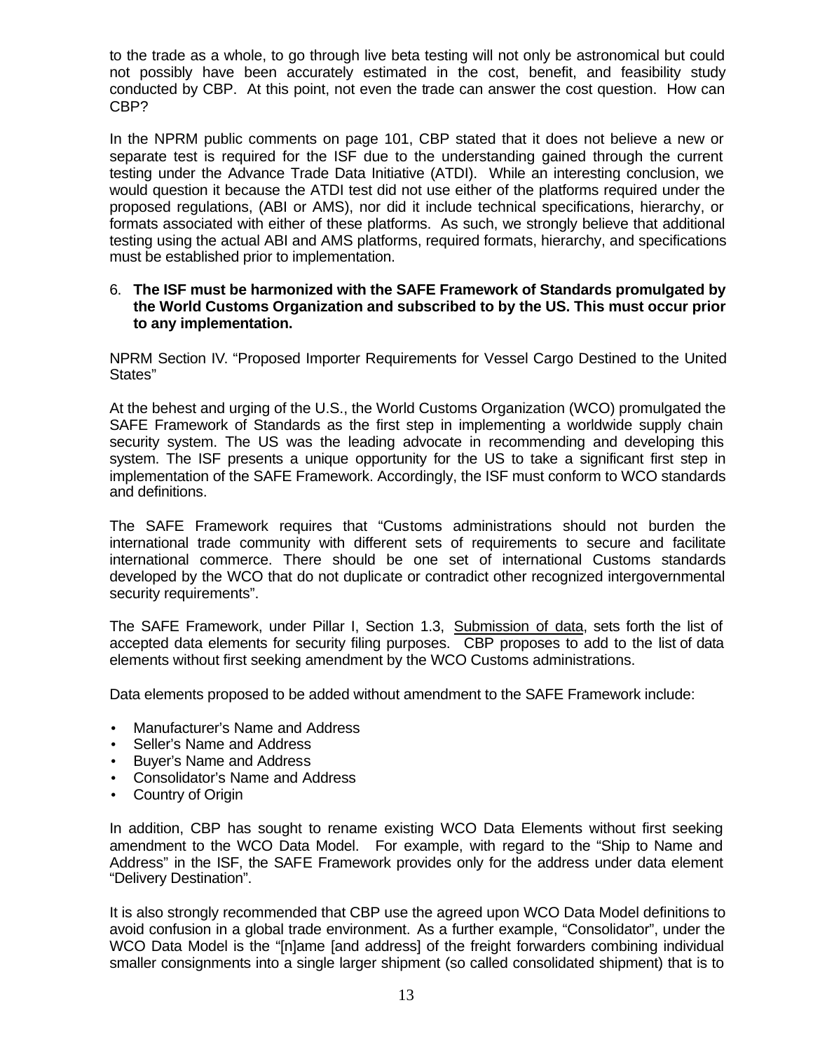to the trade as a whole, to go through live beta testing will not only be astronomical but could not possibly have been accurately estimated in the cost, benefit, and feasibility study conducted by CBP. At this point, not even the trade can answer the cost question. How can CBP?

In the NPRM public comments on page 101, CBP stated that it does not believe a new or separate test is required for the ISF due to the understanding gained through the current testing under the Advance Trade Data Initiative (ATDI). While an interesting conclusion, we would question it because the ATDI test did not use either of the platforms required under the proposed regulations, (ABI or AMS), nor did it include technical specifications, hierarchy, or formats associated with either of these platforms. As such, we strongly believe that additional testing using the actual ABI and AMS platforms, required formats, hierarchy, and specifications must be established prior to implementation.

6. **The ISF must be harmonized with the SAFE Framework of Standards promulgated by the World Customs Organization and subscribed to by the US. This must occur prior to any implementation.**

NPRM Section IV. "Proposed Importer Requirements for Vessel Cargo Destined to the United States"

At the behest and urging of the U.S., the World Customs Organization (WCO) promulgated the SAFE Framework of Standards as the first step in implementing a worldwide supply chain security system. The US was the leading advocate in recommending and developing this system. The ISF presents a unique opportunity for the US to take a significant first step in implementation of the SAFE Framework. Accordingly, the ISF must conform to WCO standards and definitions.

The SAFE Framework requires that "Customs administrations should not burden the international trade community with different sets of requirements to secure and facilitate international commerce. There should be one set of international Customs standards developed by the WCO that do not duplicate or contradict other recognized intergovernmental security requirements".

The SAFE Framework, under Pillar I, Section 1.3, Submission of data, sets forth the list of accepted data elements for security filing purposes. CBP proposes to add to the list of data elements without first seeking amendment by the WCO Customs administrations.

Data elements proposed to be added without amendment to the SAFE Framework include:

- Manufacturer's Name and Address
- Seller's Name and Address
- Buyer's Name and Address
- Consolidator's Name and Address
- Country of Origin

In addition, CBP has sought to rename existing WCO Data Elements without first seeking amendment to the WCO Data Model. For example, with regard to the "Ship to Name and Address" in the ISF, the SAFE Framework provides only for the address under data element "Delivery Destination".

It is also strongly recommended that CBP use the agreed upon WCO Data Model definitions to avoid confusion in a global trade environment. As a further example, "Consolidator", under the WCO Data Model is the "[n]ame [and address] of the freight forwarders combining individual smaller consignments into a single larger shipment (so called consolidated shipment) that is to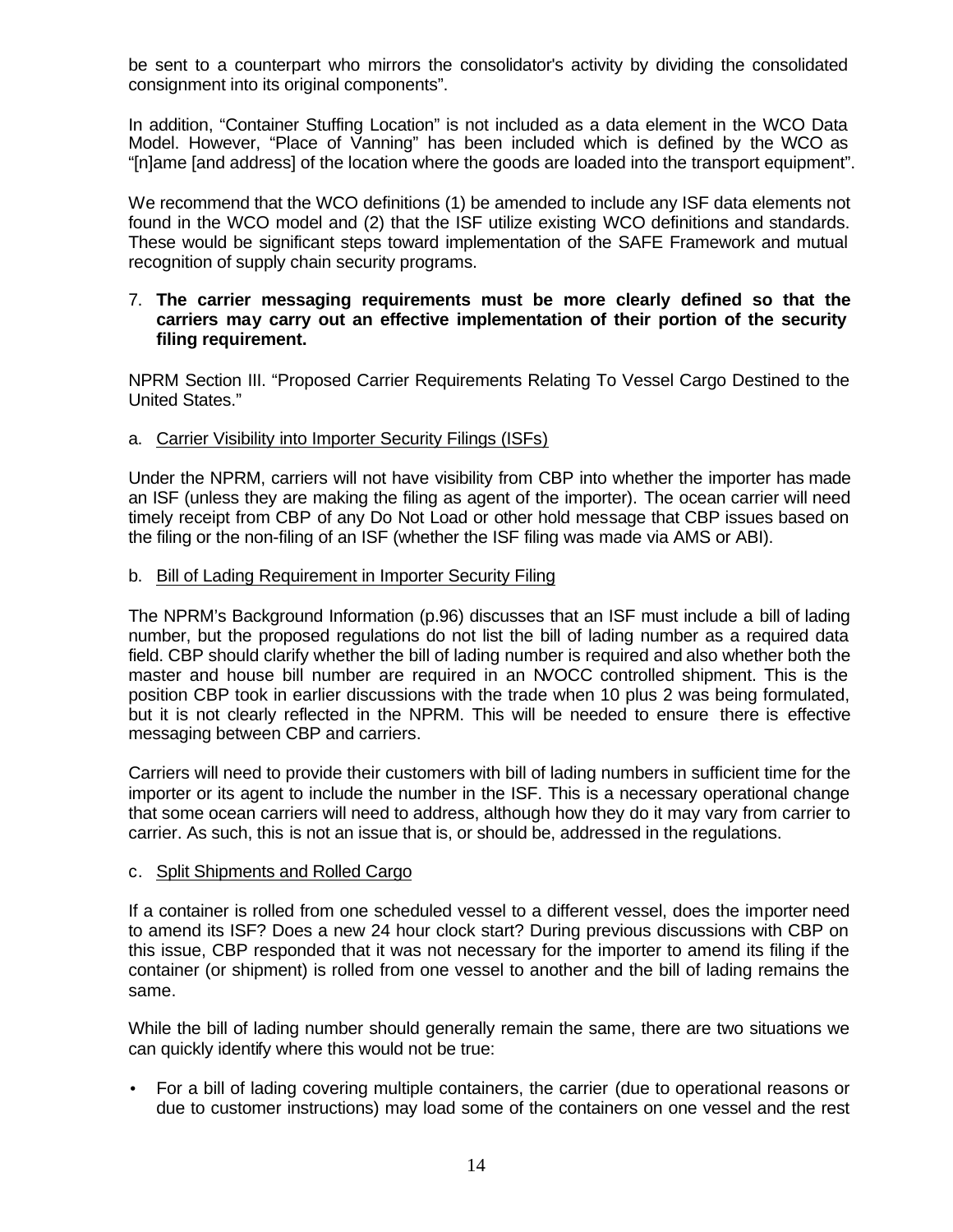be sent to a counterpart who mirrors the consolidator's activity by dividing the consolidated consignment into its original components".

In addition, "Container Stuffing Location" is not included as a data element in the WCO Data Model. However, "Place of Vanning" has been included which is defined by the WCO as "[n]ame [and address] of the location where the goods are loaded into the transport equipment".

We recommend that the WCO definitions (1) be amended to include any ISF data elements not found in the WCO model and (2) that the ISF utilize existing WCO definitions and standards. These would be significant steps toward implementation of the SAFE Framework and mutual recognition of supply chain security programs.

7. **The carrier messaging requirements must be more clearly defined so that the carriers may carry out an effective implementation of their portion of the security filing requirement.**

NPRM Section III. "Proposed Carrier Requirements Relating To Vessel Cargo Destined to the United States."

a. Carrier Visibility into Importer Security Filings (ISFs)

Under the NPRM, carriers will not have visibility from CBP into whether the importer has made an ISF (unless they are making the filing as agent of the importer). The ocean carrier will need timely receipt from CBP of any Do Not Load or other hold message that CBP issues based on the filing or the non-filing of an ISF (whether the ISF filing was made via AMS or ABI).

b. Bill of Lading Requirement in Importer Security Filing

The NPRM's Background Information (p.96) discusses that an ISF must include a bill of lading number, but the proposed regulations do not list the bill of lading number as a required data field. CBP should clarify whether the bill of lading number is required and also whether both the master and house bill number are required in an NVOCC controlled shipment. This is the position CBP took in earlier discussions with the trade when 10 plus 2 was being formulated, but it is not clearly reflected in the NPRM. This will be needed to ensure there is effective messaging between CBP and carriers.

Carriers will need to provide their customers with bill of lading numbers in sufficient time for the importer or its agent to include the number in the ISF. This is a necessary operational change that some ocean carriers will need to address, although how they do it may vary from carrier to carrier. As such, this is not an issue that is, or should be, addressed in the regulations.

c. Split Shipments and Rolled Cargo

If a container is rolled from one scheduled vessel to a different vessel, does the importer need to amend its ISF? Does a new 24 hour clock start? During previous discussions with CBP on this issue, CBP responded that it was not necessary for the importer to amend its filing if the container (or shipment) is rolled from one vessel to another and the bill of lading remains the same.

While the bill of lading number should generally remain the same, there are two situations we can quickly identify where this would not be true:

- For a bill of lading covering multiple containers, the carrier (due to operational reasons or due to customer instructions) may load some of the containers on one vessel and the rest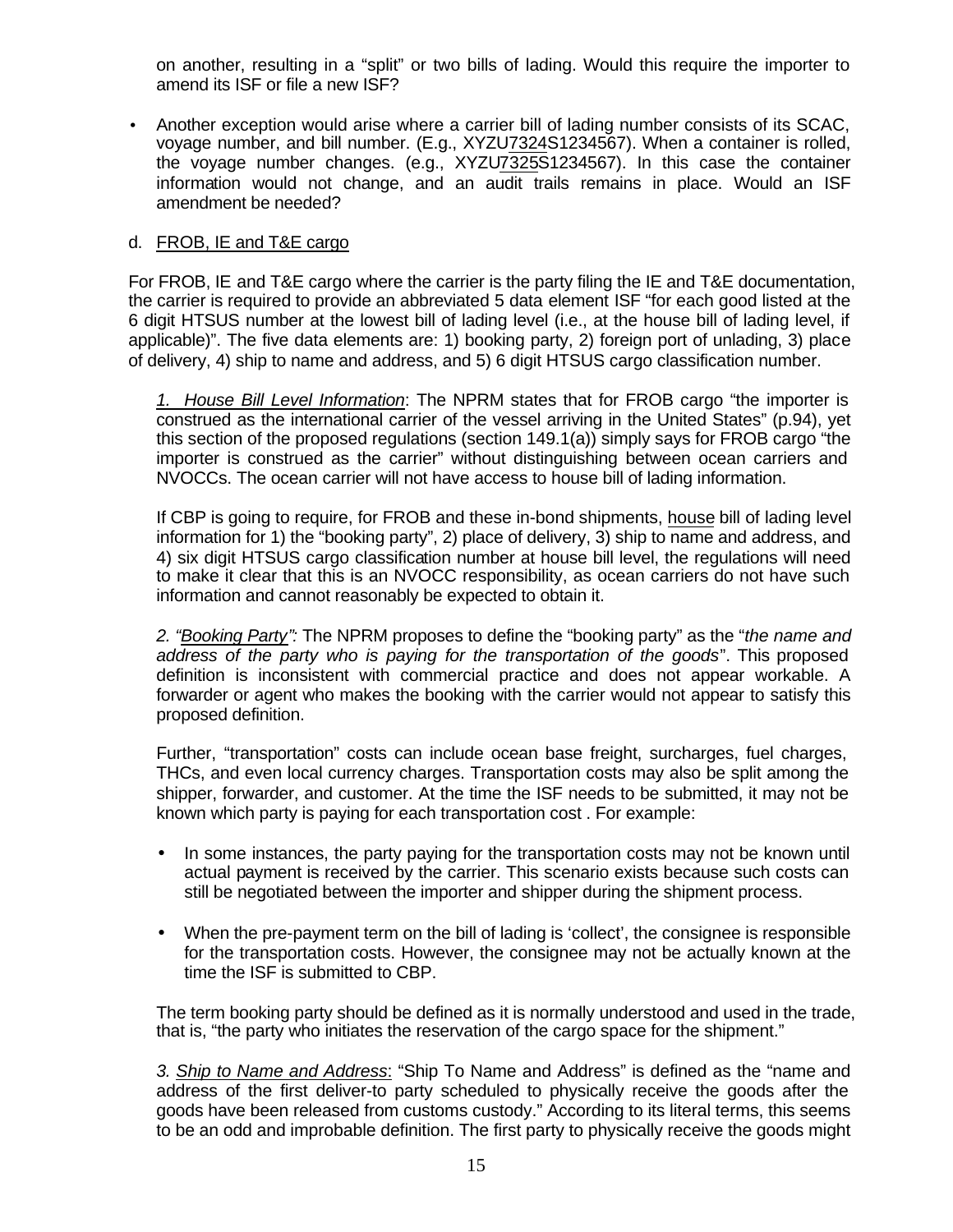on another, resulting in a "split" or two bills of lading. Would this require the importer to amend its ISF or file a new ISF?

- Another exception would arise where a carrier bill of lading number consists of its SCAC, voyage number, and bill number. (E.g., XYZU<u>7324</u>S1234567). When a container is rolled, the voyage number changes. (e.g., XYZU<u>7325</u>S1234567). In this case the container information would not change, and an audit trails remains in place. Would an ISF amendment be needed?

d. <u>FROB, IE and T&E cargo</u>

For FROB, IE and T&E cargo where the carrier is the party filing the IE and T&E documentation, the carrier is required to provide an abbreviated 5 data element ISF "for each good listed at the 6 digit HTSUS number at the lowest bill of lading level (i.e., at the house bill of lading level, if applicable)". The five data elements are: 1) booking party, 2) foreign port of unlading, 3) place of delivery, 4) ship to name and address, and 5) 6 digit HTSUS cargo classification number.

*1. <u>House Bill Level Information</u>*: The NPRM states that for FROB cargo "the importer is construed as the international carrier of the vessel arriving in the United States" (p.94), yet this section of the proposed regulations (section 149.1(a)) simply says for FROB cargo "the importer is construed as the carrier" without distinguishing between ocean carriers and NVOCCs. The ocean carrier will not have access to house bill of lading information.

If CBP is going to require, for FROB and these in-bond shipments, <u>house</u> bill of lading level information for 1) the "booking party", 2) place of delivery, 3) ship to name and address, and 4) six digit HTSUS cargo classification number at house bill level, the regulations will need to make it clear that this is an NVOCC responsibility, as ocean carriers do not have such information and cannot reasonably be expected to obtain it.

*2. "<u>Booking Party</u>"*: The NPRM proposes to define the "booking party" as the "*the name and address of the party who is paying for the transportation of the goods*". This proposed definition is inconsistent with commercial practice and does not appear workable. A forwarder or agent who makes the booking with the carrier would not appear to satisfy this proposed definition.

Further, "transportation" costs can include ocean base freight, surcharges, fuel charges, THCs, and even local currency charges. Transportation costs may also be split among the shipper, forwarder, and customer. At the time the ISF needs to be submitted, it may not be known which party is paying for each transportation cost . For example:

- In some instances, the party paying for the transportation costs may not be known until actual payment is received by the carrier. This scenario exists because such costs can still be negotiated between the importer and shipper during the shipment process.

- When the pre-payment term on the bill of lading is 'collect', the consignee is responsible for the transportation costs. However, the consignee may not be actually known at the time the ISF is submitted to CBP.

The term booking party should be defined as it is normally understood and used in the trade, that is, "the party who initiates the reservation of the cargo space for the shipment."

*3. <u>Ship to Name and Address</u>*: "Ship To Name and Address" is defined as the "name and address of the first deliver-to party scheduled to physically receive the goods after the goods have been released from customs custody." According to its literal terms, this seems to be an odd and improbable definition. The first party to physically receive the goods might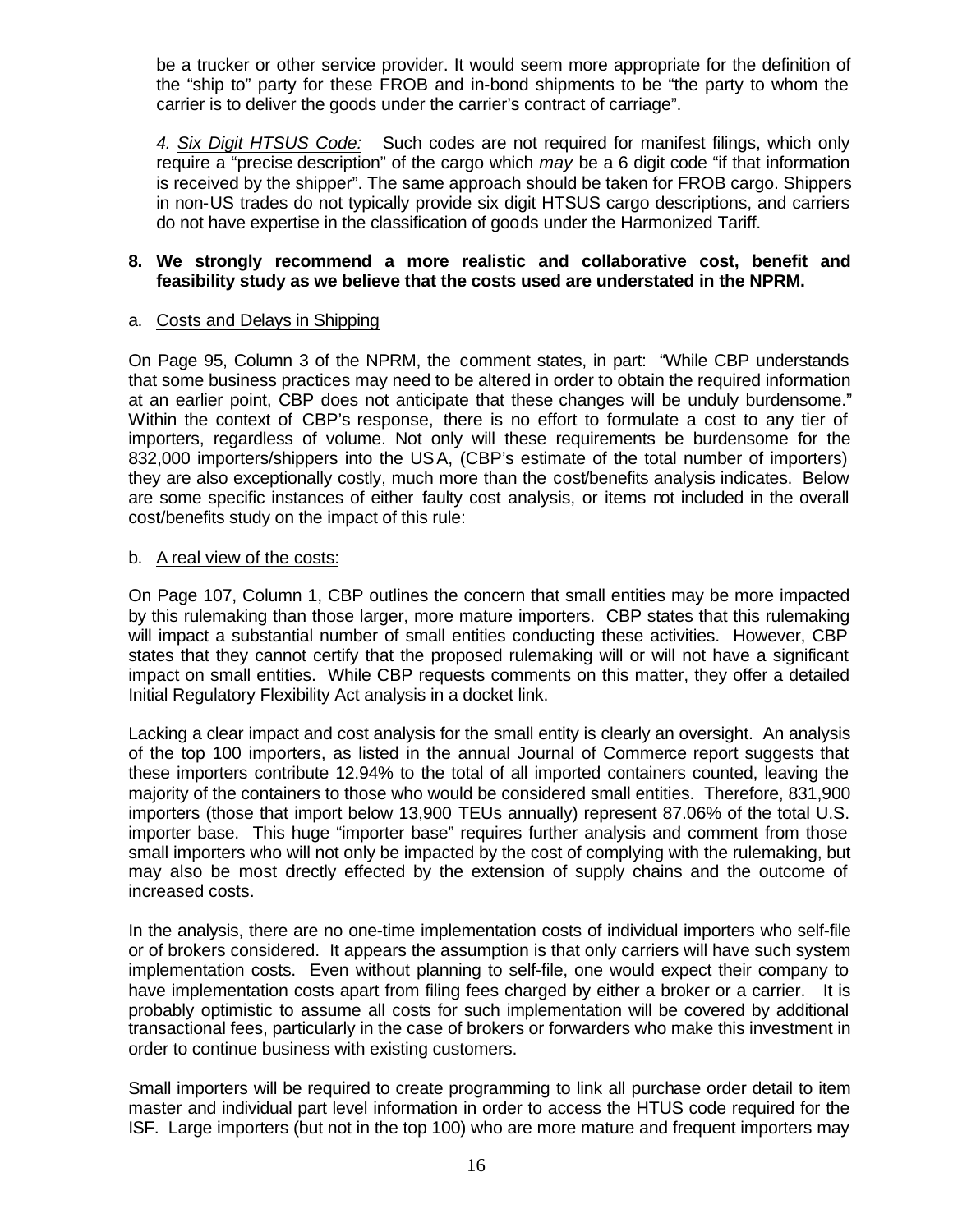be a trucker or other service provider. It would seem more appropriate for the definition of the "ship to" party for these FROB and in-bond shipments to be "the party to whom the carrier is to deliver the goods under the carrier's contract of carriage".

*4. Six Digit HTSUS Code:* Such codes are not required for manifest filings, which only require a "precise description" of the cargo which *may* be a 6 digit code "if that information is received by the shipper". The same approach should be taken for FROB cargo. Shippers in non-US trades do not typically provide six digit HTSUS cargo descriptions, and carriers do not have expertise in the classification of goods under the Harmonized Tariff.

**8. We strongly recommend a more realistic and collaborative cost, benefit and feasibility study as we believe that the costs used are understated in the NPRM.**

a. Costs and Delays in Shipping

On Page 95, Column 3 of the NPRM, the comment states, in part: "While CBP understands that some business practices may need to be altered in order to obtain the required information at an earlier point, CBP does not anticipate that these changes will be unduly burdensome." Within the context of CBP's response, there is no effort to formulate a cost to any tier of importers, regardless of volume. Not only will these requirements be burdensome for the 832,000 importers/shippers into the USA, (CBP's estimate of the total number of importers) they are also exceptionally costly, much more than the cost/benefits analysis indicates. Below are some specific instances of either faulty cost analysis, or items not included in the overall cost/benefits study on the impact of this rule:

b. A real view of the costs:

On Page 107, Column 1, CBP outlines the concern that small entities may be more impacted by this rulemaking than those larger, more mature importers. CBP states that this rulemaking will impact a substantial number of small entities conducting these activities. However, CBP states that they cannot certify that the proposed rulemaking will or will not have a significant impact on small entities. While CBP requests comments on this matter, they offer a detailed Initial Regulatory Flexibility Act analysis in a docket link.

Lacking a clear impact and cost analysis for the small entity is clearly an oversight. An analysis of the top 100 importers, as listed in the annual Journal of Commerce report suggests that these importers contribute 12.94% to the total of all imported containers counted, leaving the majority of the containers to those who would be considered small entities. Therefore, 831,900 importers (those that import below 13,900 TEUs annually) represent 87.06% of the total U.S. importer base. This huge "importer base" requires further analysis and comment from those small importers who will not only be impacted by the cost of complying with the rulemaking, but may also be most directly effected by the extension of supply chains and the outcome of increased costs.

In the analysis, there are no one-time implementation costs of individual importers who self-file or of brokers considered. It appears the assumption is that only carriers will have such system implementation costs. Even without planning to self-file, one would expect their company to have implementation costs apart from filing fees charged by either a broker or a carrier. It is probably optimistic to assume all costs for such implementation will be covered by additional transactional fees, particularly in the case of brokers or forwarders who make this investment in order to continue business with existing customers.

Small importers will be required to create programming to link all purchase order detail to item master and individual part level information in order to access the HTUS code required for the ISF. Large importers (but not in the top 100) who are more mature and frequent importers may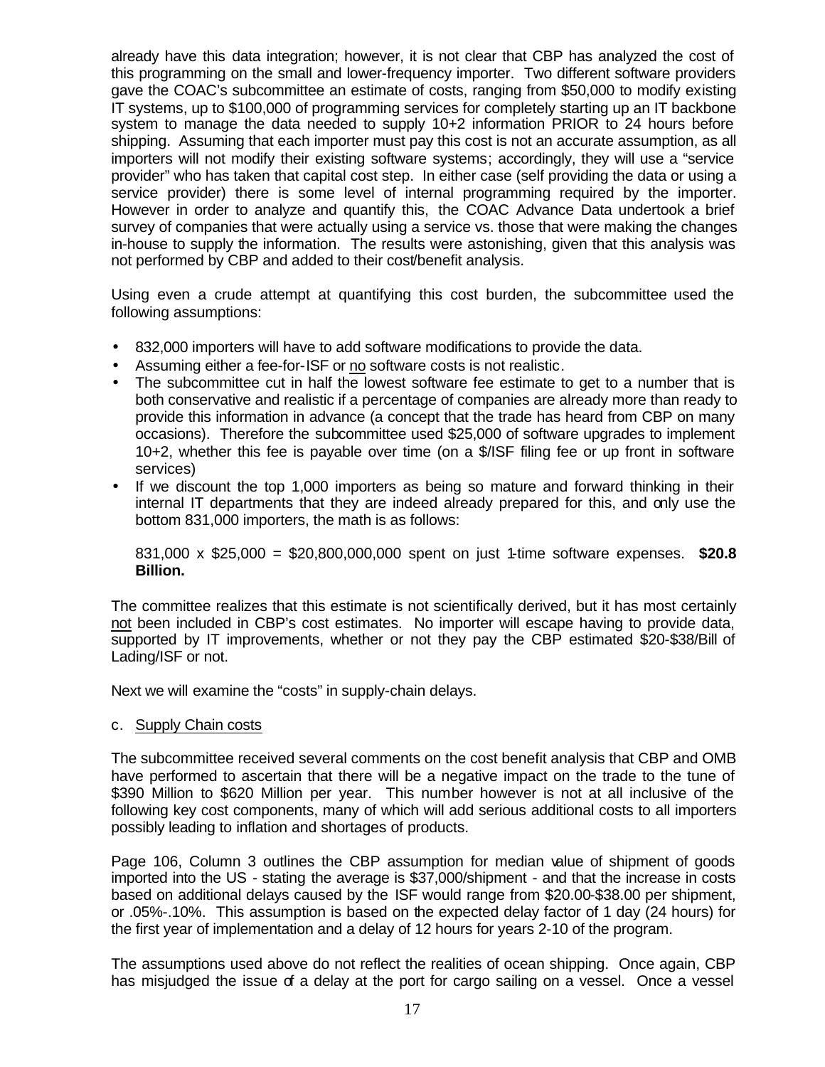already have this data integration; however, it is not clear that CBP has analyzed the cost of this programming on the small and lower-frequency importer. Two different software providers gave the COAC's subcommittee an estimate of costs, ranging from $50,000 to modify existing IT systems, up to $100,000 of programming services for completely starting up an IT backbone system to manage the data needed to supply 10+2 information PRIOR to 24 hours before shipping. Assuming that each importer must pay this cost is not an accurate assumption, as all importers will not modify their existing software systems; accordingly, they will use a "service provider" who has taken that capital cost step. In either case (self providing the data or using a service provider) there is some level of internal programming required by the importer. However in order to analyze and quantify this, the COAC Advance Data undertook a brief survey of companies that were actually using a service vs. those that were making the changes in-house to supply the information. The results were astonishing, given that this analysis was not performed by CBP and added to their cost/benefit analysis.

Using even a crude attempt at quantifying this cost burden, the subcommittee used the following assumptions:

- 832,000 importers will have to add software modifications to provide the data.
- Assuming either a fee-for-ISF or <u>no</u> software costs is not realistic.
- The subcommittee cut in half the lowest software fee estimate to get to a number that is both conservative and realistic if a percentage of companies are already more than ready to provide this information in advance (a concept that the trade has heard from CBP on many occasions). Therefore the subcommittee used $25,000 of software upgrades to implement 10+2, whether this fee is payable over time (on a $/ISF filing fee or up front in software services)
- If we discount the top 1,000 importers as being so mature and forward thinking in their internal IT departments that they are indeed already prepared for this, and only use the bottom 831,000 importers, the math is as follows:

  831,000 x $25,000 = $20,800,000,000 spent on just 1-time software expenses. **$20.8 Billion.**

The committee realizes that this estimate is not scientifically derived, but it has most certainly <u>not</u> been included in CBP's cost estimates. No importer will escape having to provide data, supported by IT improvements, whether or not they pay the CBP estimated $20-$38/Bill of Lading/ISF or not.

Next we will examine the "costs" in supply-chain delays.

c. <u>Supply Chain costs</u>

The subcommittee received several comments on the cost benefit analysis that CBP and OMB have performed to ascertain that there will be a negative impact on the trade to the tune of $390 Million to $620 Million per year. This number however is not at all inclusive of the following key cost components, many of which will add serious additional costs to all importers possibly leading to inflation and shortages of products.

Page 106, Column 3 outlines the CBP assumption for median value of shipment of goods imported into the US - stating the average is $37,000/shipment - and that the increase in costs based on additional delays caused by the ISF would range from $20.00-$38.00 per shipment, or .05%-.10%. This assumption is based on the expected delay factor of 1 day (24 hours) for the first year of implementation and a delay of 12 hours for years 2-10 of the program.

The assumptions used above do not reflect the realities of ocean shipping. Once again, CBP has misjudged the issue of a delay at the port for cargo sailing on a vessel. Once a vessel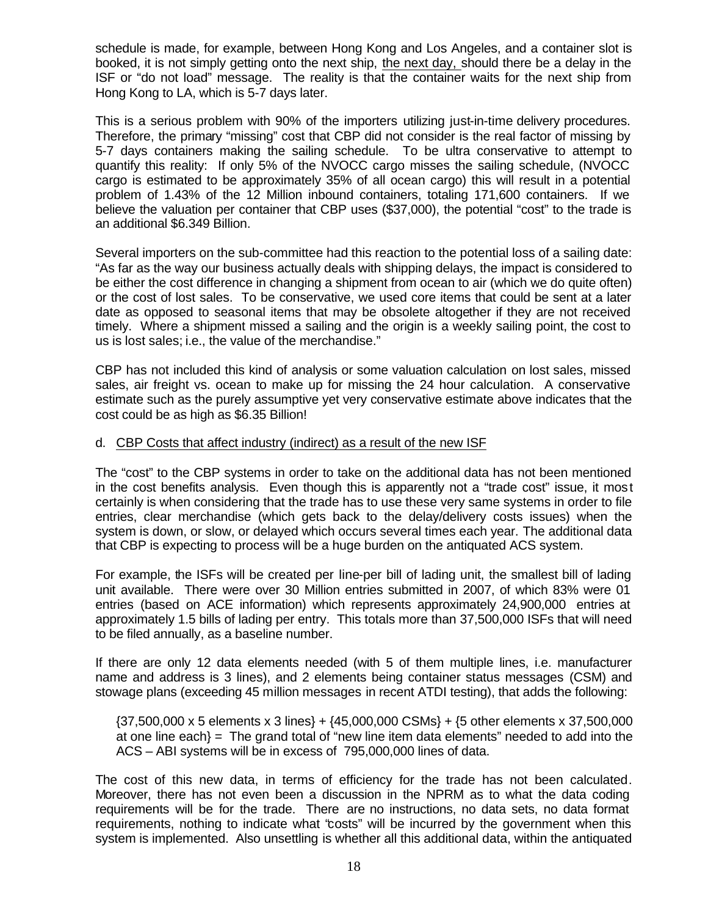schedule is made, for example, between Hong Kong and Los Angeles, and a container slot is booked, it is not simply getting onto the next ship, <u>the next day,</u> should there be a delay in the ISF or "do not load" message. The reality is that the container waits for the next ship from Hong Kong to LA, which is 5-7 days later.

This is a serious problem with 90% of the importers utilizing just-in-time delivery procedures. Therefore, the primary "missing" cost that CBP did not consider is the real factor of missing by 5-7 days containers making the sailing schedule. To be ultra conservative to attempt to quantify this reality: If only 5% of the NVOCC cargo misses the sailing schedule, (NVOCC cargo is estimated to be approximately 35% of all ocean cargo) this will result in a potential problem of 1.43% of the 12 Million inbound containers, totaling 171,600 containers. If we believe the valuation per container that CBP uses ($37,000), the potential "cost" to the trade is an additional $6.349 Billion.

Several importers on the sub-committee had this reaction to the potential loss of a sailing date: "As far as the way our business actually deals with shipping delays, the impact is considered to be either the cost difference in changing a shipment from ocean to air (which we do quite often) or the cost of lost sales. To be conservative, we used core items that could be sent at a later date as opposed to seasonal items that may be obsolete altogether if they are not received timely. Where a shipment missed a sailing and the origin is a weekly sailing point, the cost to us is lost sales; i.e., the value of the merchandise."

CBP has not included this kind of analysis or some valuation calculation on lost sales, missed sales, air freight vs. ocean to make up for missing the 24 hour calculation. A conservative estimate such as the purely assumptive yet very conservative estimate above indicates that the cost could be as high as $6.35 Billion!

d. <u>CBP Costs that affect industry (indirect) as a result of the new ISF</u>

The "cost" to the CBP systems in order to take on the additional data has not been mentioned in the cost benefits analysis. Even though this is apparently not a "trade cost" issue, it most certainly is when considering that the trade has to use these very same systems in order to file entries, clear merchandise (which gets back to the delay/delivery costs issues) when the system is down, or slow, or delayed which occurs several times each year. The additional data that CBP is expecting to process will be a huge burden on the antiquated ACS system.

For example, the ISFs will be created per line-per bill of lading unit, the smallest bill of lading unit available. There were over 30 Million entries submitted in 2007, of which 83% were 01 entries (based on ACE information) which represents approximately 24,900,000 entries at approximately 1.5 bills of lading per entry. This totals more than 37,500,000 ISFs that will need to be filed annually, as a baseline number.

If there are only 12 data elements needed (with 5 of them multiple lines, i.e. manufacturer name and address is 3 lines), and 2 elements being container status messages (CSM) and stowage plans (exceeding 45 million messages in recent ATDI testing), that adds the following:

> {37,500,000 x 5 elements x 3 lines} + {45,000,000 CSMs} + {5 other elements x 37,500,000 at one line each} = The grand total of "new line item data elements" needed to add into the ACS – ABI systems will be in excess of 795,000,000 lines of data.

The cost of this new data, in terms of efficiency for the trade has not been calculated. Moreover, there has not even been a discussion in the NPRM as to what the data coding requirements will be for the trade. There are no instructions, no data sets, no data format requirements, nothing to indicate what "costs" will be incurred by the government when this system is implemented. Also unsettling is whether all this additional data, within the antiquated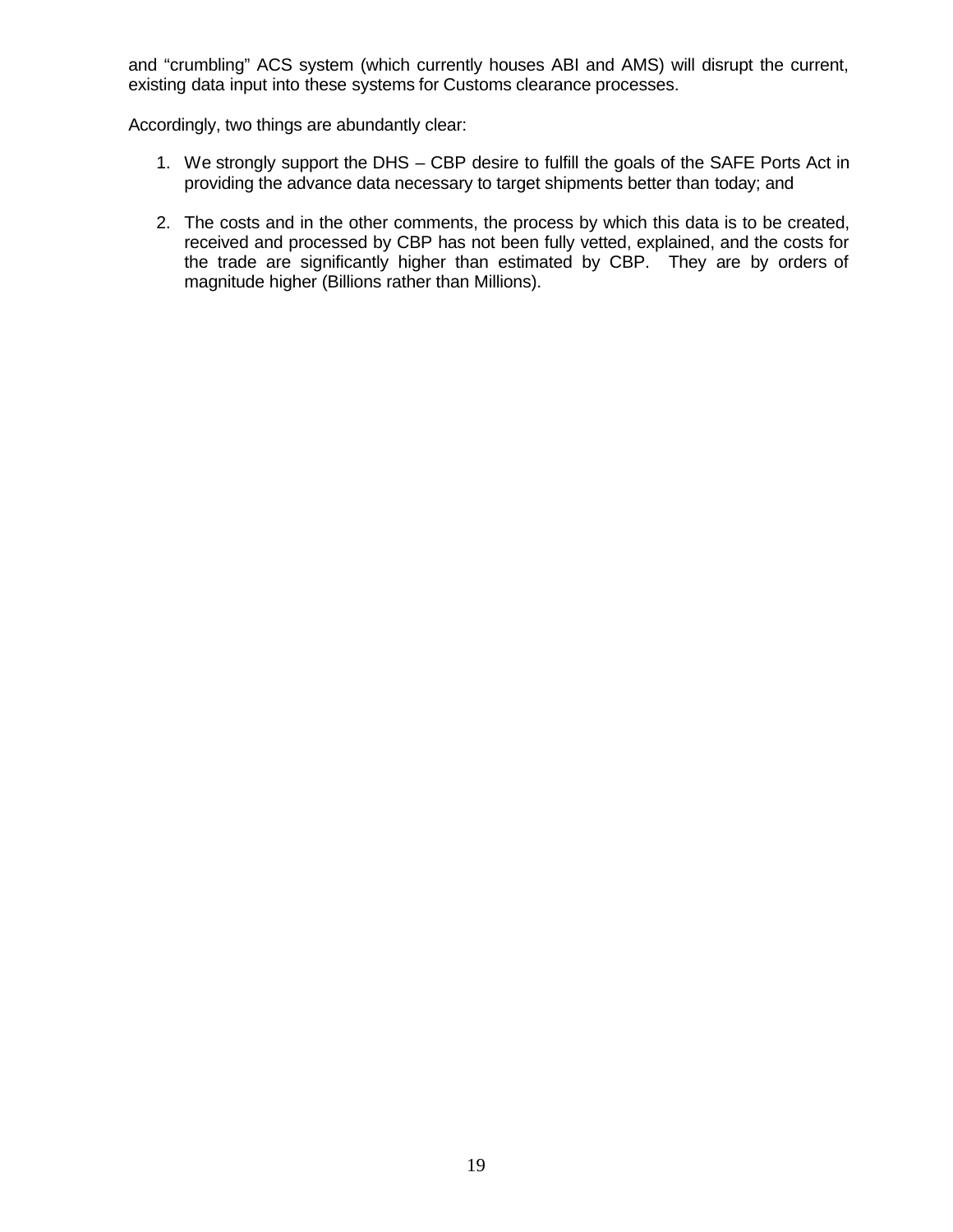and “crumbling” ACS system (which currently houses ABI and AMS) will disrupt the current, existing data input into these systems for Customs clearance processes.

Accordingly, two things are abundantly clear:

1. We strongly support the DHS – CBP desire to fulfill the goals of the SAFE Ports Act in providing the advance data necessary to target shipments better than today; and

2. The costs and in the other comments, the process by which this data is to be created, received and processed by CBP has not been fully vetted, explained, and the costs for the trade are significantly higher than estimated by CBP. They are by orders of magnitude higher (Billions rather than Millions).